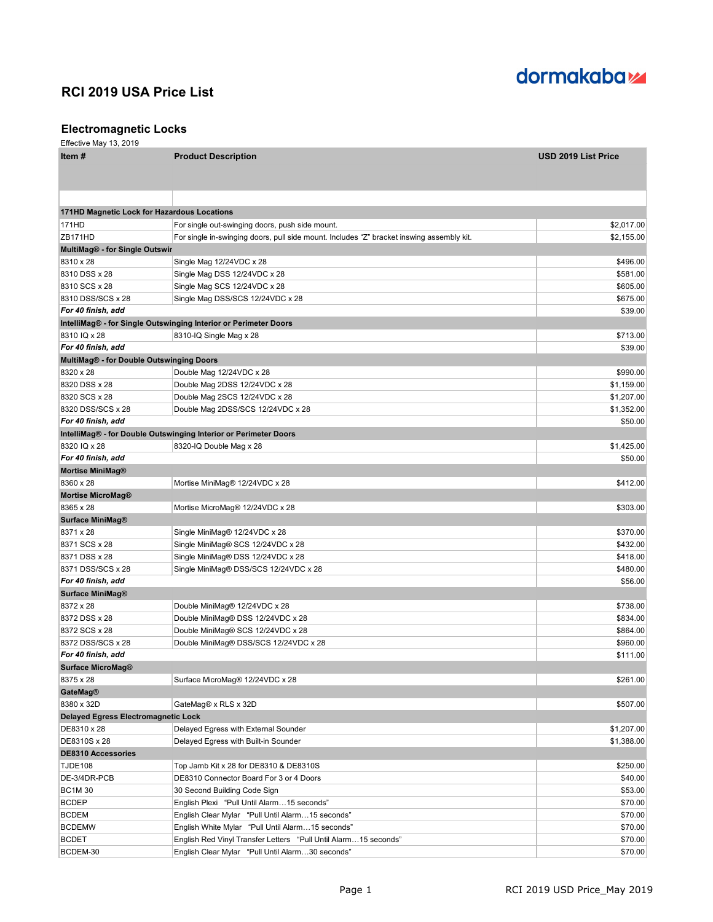dormakaba

# RCI 2019 USA Price List

## Electromagnetic Locks

Effective May 13, 2019

| Item # | Product Description | USD 2019 List Price |
|---|---|---|
| **171HD Magnetic Lock for Hazardous Locations** | | |
| 171HD | For single out-swinging doors, push side mount. | $2,017.00 |
| ZB171HD | For single in-swinging doors, pull side mount. Includes "Z" bracket inswing assembly kit. | $2,155.00 |
| **MultiMag® - for Single Outswir** | | |
| 8310 x 28 | Single Mag 12/24VDC x 28 | $496.00 |
| 8310 DSS x 28 | Single Mag DSS 12/24VDC x 28 | $581.00 |
| 8310 SCS x 28 | Single Mag SCS 12/24VDC x 28 | $605.00 |
| 8310 DSS/SCS x 28 | Single Mag DSS/SCS 12/24VDC x 28 | $675.00 |
| ***For 40 finish, add*** | | $39.00 |
| **IntelliMag® - for Single Outswinging Interior or Perimeter Doors** | | |
| 8310 IQ x 28 | 8310-IQ Single Mag x 28 | $713.00 |
| ***For 40 finish, add*** | | $39.00 |
| **MultiMag® - for Double Outswinging Doors** | | |
| 8320 x 28 | Double Mag 12/24VDC x 28 | $990.00 |
| 8320 DSS x 28 | Double Mag 2DSS 12/24VDC x 28 | $1,159.00 |
| 8320 SCS x 28 | Double Mag 2SCS 12/24VDC x 28 | $1,207.00 |
| 8320 DSS/SCS x 28 | Double Mag 2DSS/SCS 12/24VDC x 28 | $1,352.00 |
| ***For 40 finish, add*** | | $50.00 |
| **IntelliMag® - for Double Outswinging Interior or Perimeter Doors** | | |
| 8320 IQ x 28 | 8320-IQ Double Mag x 28 | $1,425.00 |
| ***For 40 finish, add*** | | $50.00 |
| **Mortise MiniMag®** | | |
| 8360 x 28 | Mortise MiniMag® 12/24VDC x 28 | $412.00 |
| **Mortise MicroMag®** | | |
| 8365 x 28 | Mortise MicroMag® 12/24VDC x 28 | $303.00 |
| **Surface MiniMag®** | | |
| 8371 x 28 | Single MiniMag® 12/24VDC x 28 | $370.00 |
| 8371 SCS x 28 | Single MiniMag® SCS 12/24VDC x 28 | $432.00 |
| 8371 DSS x 28 | Single MiniMag® DSS 12/24VDC x 28 | $418.00 |
| 8371 DSS/SCS x 28 | Single MiniMag® DSS/SCS 12/24VDC x 28 | $480.00 |
| ***For 40 finish, add*** | | $56.00 |
| **Surface MiniMag®** | | |
| 8372 x 28 | Double MiniMag® 12/24VDC x 28 | $738.00 |
| 8372 DSS x 28 | Double MiniMag® DSS 12/24VDC x 28 | $834.00 |
| 8372 SCS x 28 | Double MiniMag® SCS 12/24VDC x 28 | $864.00 |
| 8372 DSS/SCS x 28 | Double MiniMag® DSS/SCS 12/24VDC x 28 | $960.00 |
| ***For 40 finish, add*** | | $111.00 |
| **Surface MicroMag®** | | |
| 8375 x 28 | Surface MicroMag® 12/24VDC x 28 | $261.00 |
| **GateMag®** | | |
| 8380 x 32D | GateMag® x RLS x 32D | $507.00 |
| **Delayed Egress Electromagnetic Lock** | | |
| DE8310 x 28 | Delayed Egress with External Sounder | $1,207.00 |
| DE8310S x 28 | Delayed Egress with Built-in Sounder | $1,388.00 |
| **DE8310 Accessories** | | |
| TJDE108 | Top Jamb Kit x 28 for DE8310 & DE8310S | $250.00 |
| DE-3/4DR-PCB | DE8310 Connector Board For 3 or 4 Doors | $40.00 |
| BC1M 30 | 30 Second Building Code Sign | $53.00 |
| BCDEP | English Plexi "Pull Until Alarm…15 seconds" | $70.00 |
| BCDEM | English Clear Mylar "Pull Until Alarm…15 seconds" | $70.00 |
| BCDEMW | English White Mylar "Pull Until Alarm…15 seconds" | $70.00 |
| BCDET | English Red Vinyl Transfer Letters "Pull Until Alarm…15 seconds" | $70.00 |
| BCDEM-30 | English Clear Mylar "Pull Until Alarm…30 seconds" | $70.00 |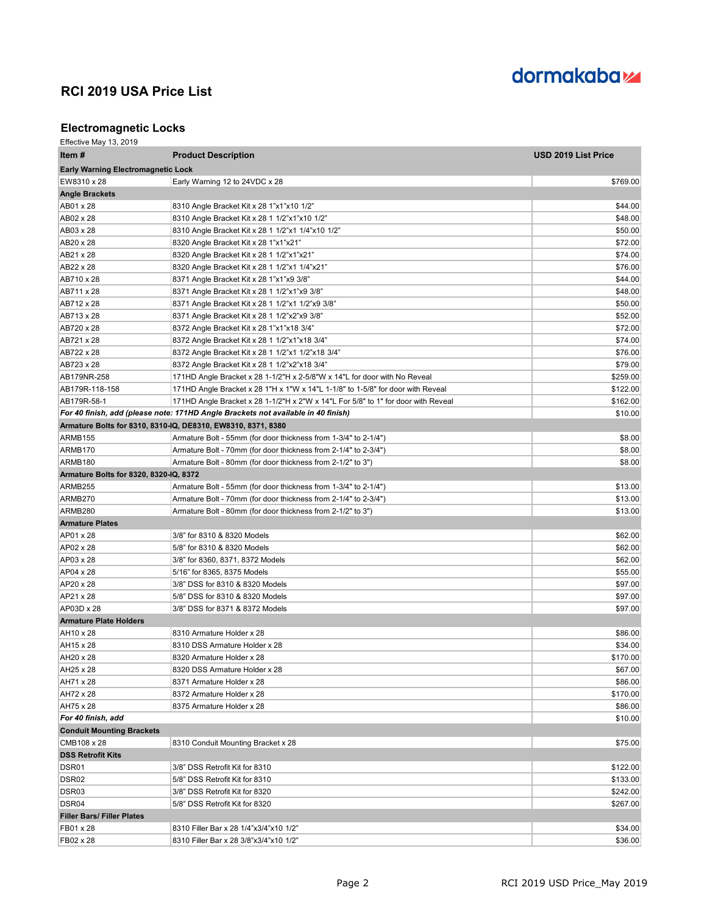# RCI 2019 USA Price List

## Electromagnetic Locks

Effective May 13, 2019

| Item # | Product Description | USD 2019 List Price |
|---|---|---|
| **Early Warning Electromagnetic Lock** | | |
| EW8310 x 28 | Early Warning 12 to 24VDC x 28 | $769.00 |
| **Angle Brackets** | | |
| AB01 x 28 | 8310 Angle Bracket Kit x 28 1"x1"x10 1/2" | $44.00 |
| AB02 x 28 | 8310 Angle Bracket Kit x 28 1 1/2"x1"x10 1/2" | $48.00 |
| AB03 x 28 | 8310 Angle Bracket Kit x 28 1 1/2"x1 1/4"x10 1/2" | $50.00 |
| AB20 x 28 | 8320 Angle Bracket Kit x 28 1"x1"x21" | $72.00 |
| AB21 x 28 | 8320 Angle Bracket Kit x 28 1 1/2"x1"x21" | $74.00 |
| AB22 x 28 | 8320 Angle Bracket Kit x 28 1 1/2"x1 1/4"x21" | $76.00 |
| AB710 x 28 | 8371 Angle Bracket Kit x 28 1"x1"x9 3/8" | $44.00 |
| AB711 x 28 | 8371 Angle Bracket Kit x 28 1 1/2"x1"x9 3/8" | $48.00 |
| AB712 x 28 | 8371 Angle Bracket Kit x 28 1 1/2"x1 1/2"x9 3/8" | $50.00 |
| AB713 x 28 | 8371 Angle Bracket Kit x 28 1 1/2"x2"x9 3/8" | $52.00 |
| AB720 x 28 | 8372 Angle Bracket Kit x 28 1"x1"x18 3/4" | $72.00 |
| AB721 x 28 | 8372 Angle Bracket Kit x 28 1 1/2"x1"x18 3/4" | $74.00 |
| AB722 x 28 | 8372 Angle Bracket Kit x 28 1 1/2"x1 1/2"x18 3/4" | $76.00 |
| AB723 x 28 | 8372 Angle Bracket Kit x 28 1 1/2"x2"x18 3/4" | $79.00 |
| AB179NR-258 | 171HD Angle Bracket x 28 1-1/2"H x 2-5/8"W x 14"L for door with No Reveal | $259.00 |
| AB179R-118-158 | 171HD Angle Bracket x 28 1"H x 1"W x 14"L 1-1/8" to 1-5/8" for door with Reveal | $122.00 |
| AB179R-58-1 | 171HD Angle Bracket x 28 1-1/2"H x 2"W x 14"L For 5/8" to 1" for door with Reveal | $162.00 |
| ***For 40 finish, add (please note: 171HD Angle Brackets not available in 40 finish)*** | | $10.00 |
| **Armature Bolts for 8310, 8310-IQ, DE8310, EW8310, 8371, 8380** | | |
| ARMB155 | Armature Bolt - 55mm (for door thickness from 1-3/4" to 2-1/4") | $8.00 |
| ARMB170 | Armature Bolt - 70mm (for door thickness from 2-1/4" to 2-3/4") | $8.00 |
| ARMB180 | Armature Bolt - 80mm (for door thickness from 2-1/2" to 3") | $8.00 |
| **Armature Bolts for 8320, 8320-IQ, 8372** | | |
| ARMB255 | Armature Bolt - 55mm (for door thickness from 1-3/4" to 2-1/4") | $13.00 |
| ARMB270 | Armature Bolt - 70mm (for door thickness from 2-1/4" to 2-3/4") | $13.00 |
| ARMB280 | Armature Bolt - 80mm (for door thickness from 2-1/2" to 3") | $13.00 |
| **Armature Plates** | | |
| AP01 x 28 | 3/8" for 8310 & 8320 Models | $62.00 |
| AP02 x 28 | 5/8" for 8310 & 8320 Models | $62.00 |
| AP03 x 28 | 3/8" for 8360, 8371, 8372 Models | $62.00 |
| AP04 x 28 | 5/16" for 8365, 8375 Models | $55.00 |
| AP20 x 28 | 3/8" DSS for 8310 & 8320 Models | $97.00 |
| AP21 x 28 | 5/8" DSS for 8310 & 8320 Models | $97.00 |
| AP03D x 28 | 3/8" DSS for 8371 & 8372 Models | $97.00 |
| **Armature Plate Holders** | | |
| AH10 x 28 | 8310 Armature Holder x 28 | $86.00 |
| AH15 x 28 | 8310 DSS Armature Holder x 28 | $34.00 |
| AH20 x 28 | 8320 Armature Holder x 28 | $170.00 |
| AH25 x 28 | 8320 DSS Armature Holder x 28 | $67.00 |
| AH71 x 28 | 8371 Armature Holder x 28 | $86.00 |
| AH72 x 28 | 8372 Armature Holder x 28 | $170.00 |
| AH75 x 28 | 8375 Armature Holder x 28 | $86.00 |
| ***For 40 finish, add*** | | $10.00 |
| **Conduit Mounting Brackets** | | |
| CMB108 x 28 | 8310 Conduit Mounting Bracket x 28 | $75.00 |
| **DSS Retrofit Kits** | | |
| DSR01 | 3/8" DSS Retrofit Kit for 8310 | $122.00 |
| DSR02 | 5/8" DSS Retrofit Kit for 8310 | $133.00 |
| DSR03 | 3/8" DSS Retrofit Kit for 8320 | $242.00 |
| DSR04 | 5/8" DSS Retrofit Kit for 8320 | $267.00 |
| **Filler Bars/ Filler Plates** | | |
| FB01 x 28 | 8310 Filler Bar x 28 1/4"x3/4"x10 1/2" | $34.00 |
| FB02 x 28 | 8310 Filler Bar x 28 3/8"x3/4"x10 1/2" | $36.00 |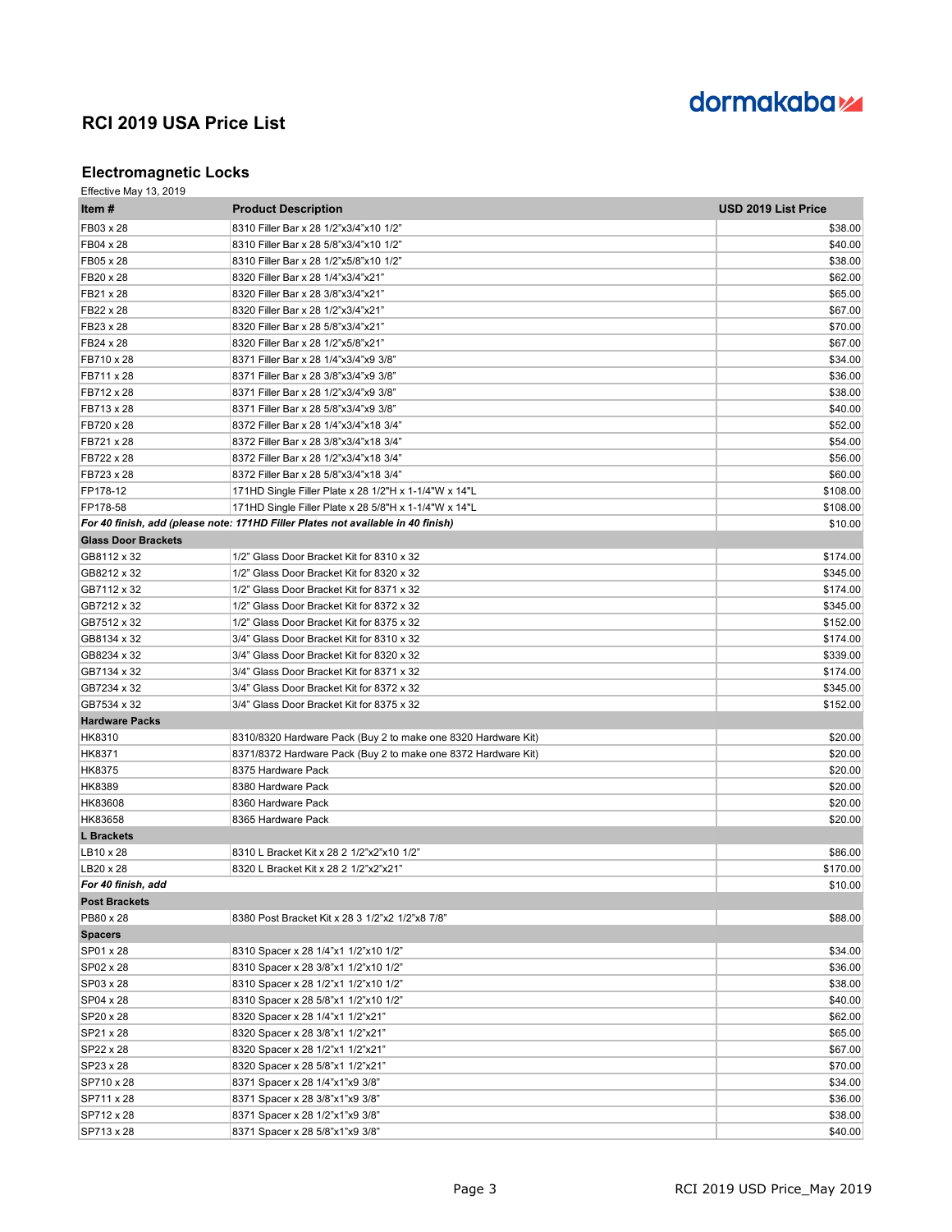# RCI 2019 USA Price List

## Electromagnetic Locks

Effective May 13, 2019

| Item # | Product Description | USD 2019 List Price |
|---|---|---|
| FB03 x 28 | 8310 Filler Bar x 28 1/2"x3/4"x10 1/2" | $38.00 |
| FB04 x 28 | 8310 Filler Bar x 28 5/8"x3/4"x10 1/2" | $40.00 |
| FB05 x 28 | 8310 Filler Bar x 28 1/2"x5/8"x10 1/2" | $38.00 |
| FB20 x 28 | 8320 Filler Bar x 28 1/4"x3/4"x21" | $62.00 |
| FB21 x 28 | 8320 Filler Bar x 28 3/8"x3/4"x21" | $65.00 |
| FB22 x 28 | 8320 Filler Bar x 28 1/2"x3/4"x21" | $67.00 |
| FB23 x 28 | 8320 Filler Bar x 28 5/8"x3/4"x21" | $70.00 |
| FB24 x 28 | 8320 Filler Bar x 28 1/2"x5/8"x21" | $67.00 |
| FB710 x 28 | 8371 Filler Bar x 28 1/4"x3/4"x9 3/8" | $34.00 |
| FB711 x 28 | 8371 Filler Bar x 28 3/8"x3/4"x9 3/8" | $36.00 |
| FB712 x 28 | 8371 Filler Bar x 28 1/2"x3/4"x9 3/8" | $38.00 |
| FB713 x 28 | 8371 Filler Bar x 28 5/8"x3/4"x9 3/8" | $40.00 |
| FB720 x 28 | 8372 Filler Bar x 28 1/4"x3/4"x18 3/4" | $52.00 |
| FB721 x 28 | 8372 Filler Bar x 28 3/8"x3/4"x18 3/4" | $54.00 |
| FB722 x 28 | 8372 Filler Bar x 28 1/2"x3/4"x18 3/4" | $56.00 |
| FB723 x 28 | 8372 Filler Bar x 28 5/8"x3/4"x18 3/4" | $60.00 |
| FP178-12 | 171HD Single Filler Plate x 28 1/2"H x 1-1/4"W x 14"L | $108.00 |
| FP178-58 | 171HD Single Filler Plate x 28 5/8"H x 1-1/4"W x 14"L | $108.00 |
| ***For 40 finish, add (please note: 171HD Filler Plates not available in 40 finish)*** | | $10.00 |
| **Glass Door Brackets** | | |
| GB8112 x 32 | 1/2" Glass Door Bracket Kit for 8310 x 32 | $174.00 |
| GB8212 x 32 | 1/2" Glass Door Bracket Kit for 8320 x 32 | $345.00 |
| GB7112 x 32 | 1/2" Glass Door Bracket Kit for 8371 x 32 | $174.00 |
| GB7212 x 32 | 1/2" Glass Door Bracket Kit for 8372 x 32 | $345.00 |
| GB7512 x 32 | 1/2" Glass Door Bracket Kit for 8375 x 32 | $152.00 |
| GB8134 x 32 | 3/4" Glass Door Bracket Kit for 8310 x 32 | $174.00 |
| GB8234 x 32 | 3/4" Glass Door Bracket Kit for 8320 x 32 | $339.00 |
| GB7134 x 32 | 3/4" Glass Door Bracket Kit for 8371 x 32 | $174.00 |
| GB7234 x 32 | 3/4" Glass Door Bracket Kit for 8372 x 32 | $345.00 |
| GB7534 x 32 | 3/4" Glass Door Bracket Kit for 8375 x 32 | $152.00 |
| **Hardware Packs** | | |
| HK8310 | 8310/8320 Hardware Pack (Buy 2 to make one 8320 Hardware Kit) | $20.00 |
| HK8371 | 8371/8372 Hardware Pack (Buy 2 to make one 8372 Hardware Kit) | $20.00 |
| HK8375 | 8375 Hardware Pack | $20.00 |
| HK8389 | 8380 Hardware Pack | $20.00 |
| HK83608 | 8360 Hardware Pack | $20.00 |
| HK83658 | 8365 Hardware Pack | $20.00 |
| **L Brackets** | | |
| LB10 x 28 | 8310 L Bracket Kit x 28 2 1/2"x2"x10 1/2" | $86.00 |
| LB20 x 28 | 8320 L Bracket Kit x 28 2 1/2"x2"x21" | $170.00 |
| ***For 40 finish, add*** | | $10.00 |
| **Post Brackets** | | |
| PB80 x 28 | 8380 Post Bracket Kit x 28 3 1/2"x2 1/2"x8 7/8" | $88.00 |
| **Spacers** | | |
| SP01 x 28 | 8310 Spacer x 28 1/4"x1 1/2"x10 1/2" | $34.00 |
| SP02 x 28 | 8310 Spacer x 28 3/8"x1 1/2"x10 1/2" | $36.00 |
| SP03 x 28 | 8310 Spacer x 28 1/2"x1 1/2"x10 1/2" | $38.00 |
| SP04 x 28 | 8310 Spacer x 28 5/8"x1 1/2"x10 1/2" | $40.00 |
| SP20 x 28 | 8320 Spacer x 28 1/4"x1 1/2"x21" | $62.00 |
| SP21 x 28 | 8320 Spacer x 28 3/8"x1 1/2"x21" | $65.00 |
| SP22 x 28 | 8320 Spacer x 28 1/2"x1 1/2"x21" | $67.00 |
| SP23 x 28 | 8320 Spacer x 28 5/8"x1 1/2"x21" | $70.00 |
| SP710 x 28 | 8371 Spacer x 28 1/4"x1"x9 3/8" | $34.00 |
| SP711 x 28 | 8371 Spacer x 28 3/8"x1"x9 3/8" | $36.00 |
| SP712 x 28 | 8371 Spacer x 28 1/2"x1"x9 3/8" | $38.00 |
| SP713 x 28 | 8371 Spacer x 28 5/8"x1"x9 3/8" | $40.00 |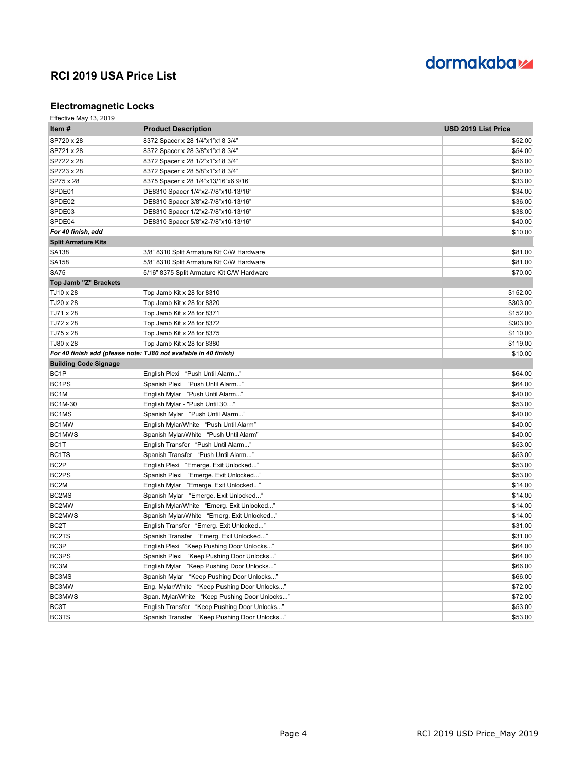## RCI 2019 USA Price List

### Electromagnetic Locks

Effective May 13, 2019

| Item # | Product Description | USD 2019 List Price |
|---|---|---|
| SP720 x 28 | 8372 Spacer x 28 1/4"x1"x18 3/4" | $52.00 |
| SP721 x 28 | 8372 Spacer x 28 3/8"x1"x18 3/4" | $54.00 |
| SP722 x 28 | 8372 Spacer x 28 1/2"x1"x18 3/4" | $56.00 |
| SP723 x 28 | 8372 Spacer x 28 5/8"x1"x18 3/4" | $60.00 |
| SP75 x 28 | 8375 Spacer x 28 1/4"x13/16"x6 9/16" | $33.00 |
| SPDE01 | DE8310 Spacer 1/4"x2-7/8"x10-13/16" | $34.00 |
| SPDE02 | DE8310 Spacer 3/8"x2-7/8"x10-13/16" | $36.00 |
| SPDE03 | DE8310 Spacer 1/2"x2-7/8"x10-13/16" | $38.00 |
| SPDE04 | DE8310 Spacer 5/8"x2-7/8"x10-13/16" | $40.00 |
| ***For 40 finish, add*** | | $10.00 |
| **Split Armature Kits** | | |
| SA138 | 3/8" 8310 Split Armature Kit C/W Hardware | $81.00 |
| SA158 | 5/8" 8310 Split Armature Kit C/W Hardware | $81.00 |
| SA75 | 5/16" 8375 Split Armature Kit C/W Hardware | $70.00 |
| **Top Jamb "Z" Brackets** | | |
| TJ10 x 28 | Top Jamb Kit x 28 for 8310 | $152.00 |
| TJ20 x 28 | Top Jamb Kit x 28 for 8320 | $303.00 |
| TJ71 x 28 | Top Jamb Kit x 28 for 8371 | $152.00 |
| TJ72 x 28 | Top Jamb Kit x 28 for 8372 | $303.00 |
| TJ75 x 28 | Top Jamb Kit x 28 for 8375 | $110.00 |
| TJ80 x 28 | Top Jamb Kit x 28 for 8380 | $119.00 |
| ***For 40 finish add (please note: TJ80 not avalable in 40 finish)*** | | $10.00 |
| **Building Code Signage** | | |
| BC1P | English Plexi "Push Until Alarm..." | $64.00 |
| BC1PS | Spanish Plexi "Push Until Alarm..." | $64.00 |
| BC1M | English Mylar "Push Until Alarm..." | $40.00 |
| BC1M-30 | English Mylar - "Push Until 30…" | $53.00 |
| BC1MS | Spanish Mylar "Push Until Alarm..." | $40.00 |
| BC1MW | English Mylar/White "Push Until Alarm" | $40.00 |
| BC1MWS | Spanish Mylar/White "Push Until Alarm" | $40.00 |
| BC1T | English Transfer "Push Until Alarm..." | $53.00 |
| BC1TS | Spanish Transfer "Push Until Alarm..." | $53.00 |
| BC2P | English Plexi "Emerge. Exit Unlocked..." | $53.00 |
| BC2PS | Spanish Plexi "Emerge. Exit Unlocked..." | $53.00 |
| BC2M | English Mylar "Emerge. Exit Unlocked..." | $14.00 |
| BC2MS | Spanish Mylar "Emerge. Exit Unlocked..." | $14.00 |
| BC2MW | English Mylar/White "Emerg. Exit Unlocked..." | $14.00 |
| BC2MWS | Spanish Mylar/White "Emerg. Exit Unlocked..." | $14.00 |
| BC2T | English Transfer "Emerg. Exit Unlocked..." | $31.00 |
| BC2TS | Spanish Transfer "Emerg. Exit Unlocked..." | $31.00 |
| BC3P | English Plexi "Keep Pushing Door Unlocks..." | $64.00 |
| BC3PS | Spanish Plexi "Keep Pushing Door Unlocks..." | $64.00 |
| BC3M | English Mylar "Keep Pushing Door Unlocks..." | $66.00 |
| BC3MS | Spanish Mylar "Keep Pushing Door Unlocks..." | $66.00 |
| BC3MW | Eng. Mylar/White "Keep Pushing Door Unlocks..." | $72.00 |
| BC3MWS | Span. Mylar/White "Keep Pushing Door Unlocks..." | $72.00 |
| BC3T | English Transfer "Keep Pushing Door Unlocks..." | $53.00 |
| BC3TS | Spanish Transfer "Keep Pushing Door Unlocks..." | $53.00 |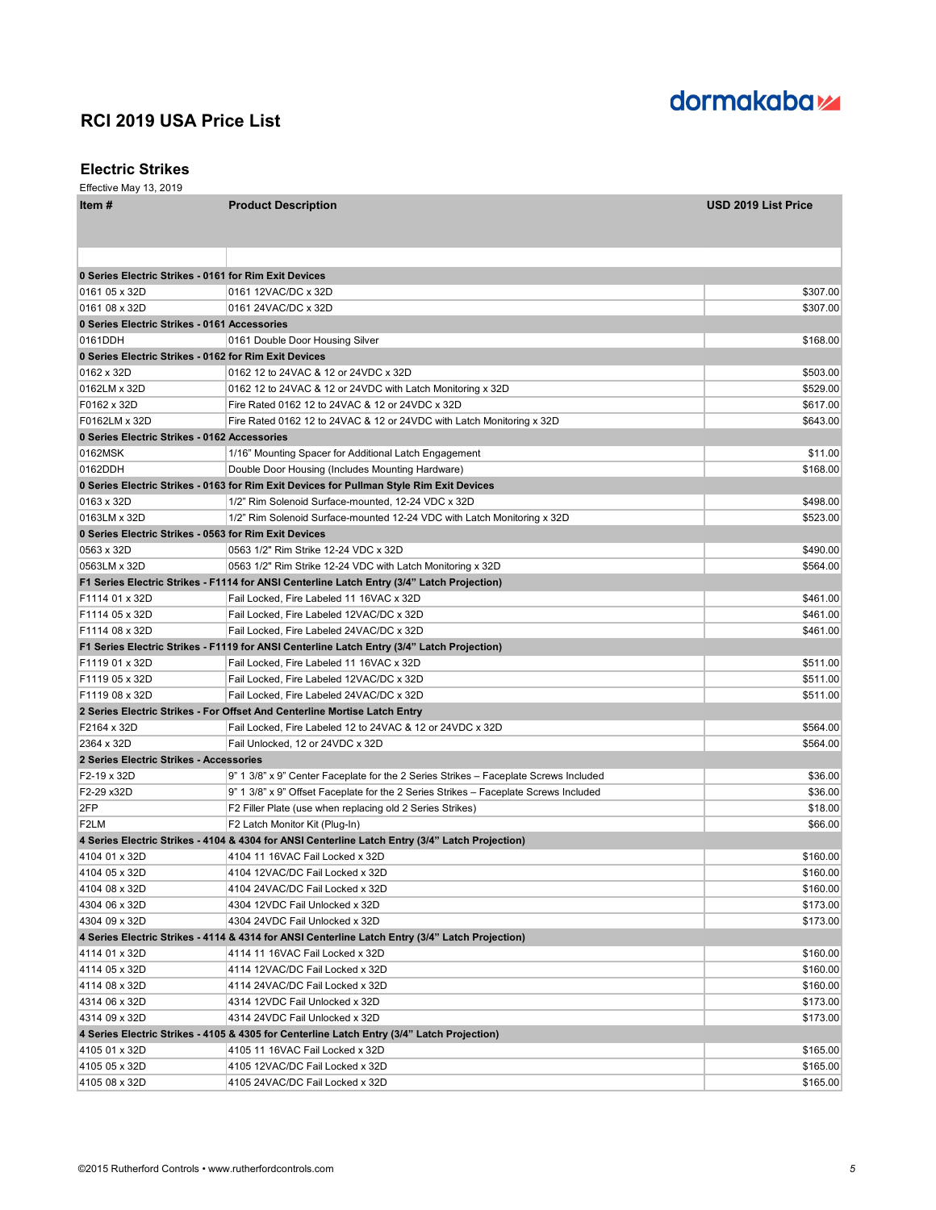# RCI 2019 USA Price List

dormakaba

## Electric Strikes

Effective May 13, 2019

| Item # | Product Description | USD 2019 List Price |
|---|---|---|
| **0 Series Electric Strikes - 0161 for Rim Exit Devices** | | |
| 0161 05 x 32D | 0161 12VAC/DC x 32D | $307.00 |
| 0161 08 x 32D | 0161 24VAC/DC x 32D | $307.00 |
| **0 Series Electric Strikes - 0161 Accessories** | | |
| 0161DDH | 0161 Double Door Housing Silver | $168.00 |
| **0 Series Electric Strikes - 0162 for Rim Exit Devices** | | |
| 0162 x 32D | 0162 12 to 24VAC & 12 or 24VDC x 32D | $503.00 |
| 0162LM x 32D | 0162 12 to 24VAC & 12 or 24VDC with Latch Monitoring x 32D | $529.00 |
| F0162 x 32D | Fire Rated 0162 12 to 24VAC & 12 or 24VDC x 32D | $617.00 |
| F0162LM x 32D | Fire Rated 0162 12 to 24VAC & 12 or 24VDC with Latch Monitoring x 32D | $643.00 |
| **0 Series Electric Strikes - 0162 Accessories** | | |
| 0162MSK | 1/16" Mounting Spacer for Additional Latch Engagement | $11.00 |
| 0162DDH | Double Door Housing (Includes Mounting Hardware) | $168.00 |
| **0 Series Electric Strikes - 0163 for Rim Exit Devices for Pullman Style Rim Exit Devices** | | |
| 0163 x 32D | 1/2" Rim Solenoid Surface-mounted, 12-24 VDC x 32D | $498.00 |
| 0163LM x 32D | 1/2" Rim Solenoid Surface-mounted 12-24 VDC with Latch Monitoring x 32D | $523.00 |
| **0 Series Electric Strikes - 0563 for Rim Exit Devices** | | |
| 0563 x 32D | 0563 1/2" Rim Strike 12-24 VDC x 32D | $490.00 |
| 0563LM x 32D | 0563 1/2" Rim Strike 12-24 VDC with Latch Monitoring x 32D | $564.00 |
| **F1 Series Electric Strikes - F1114 for ANSI Centerline Latch Entry (3/4" Latch Projection)** | | |
| F1114 01 x 32D | Fail Locked, Fire Labeled 11 16VAC x 32D | $461.00 |
| F1114 05 x 32D | Fail Locked, Fire Labeled 12VAC/DC x 32D | $461.00 |
| F1114 08 x 32D | Fail Locked, Fire Labeled 24VAC/DC x 32D | $461.00 |
| **F1 Series Electric Strikes - F1119 for ANSI Centerline Latch Entry (3/4" Latch Projection)** | | |
| F1119 01 x 32D | Fail Locked, Fire Labeled 11 16VAC x 32D | $511.00 |
| F1119 05 x 32D | Fail Locked, Fire Labeled 12VAC/DC x 32D | $511.00 |
| F1119 08 x 32D | Fail Locked, Fire Labeled 24VAC/DC x 32D | $511.00 |
| **2 Series Electric Strikes - For Offset And Centerline Mortise Latch Entry** | | |
| F2164 x 32D | Fail Locked, Fire Labeled 12 to 24VAC & 12 or 24VDC x 32D | $564.00 |
| 2364 x 32D | Fail Unlocked, 12 or 24VDC x 32D | $564.00 |
| **2 Series Electric Strikes - Accessories** | | |
| F2-19 x 32D | 9" 1 3/8" x 9" Center Faceplate for the 2 Series Strikes – Faceplate Screws Included | $36.00 |
| F2-29 x32D | 9" 1 3/8" x 9" Offset Faceplate for the 2 Series Strikes – Faceplate Screws Included | $36.00 |
| 2FP | F2 Filler Plate (use when replacing old 2 Series Strikes) | $18.00 |
| F2LM | F2 Latch Monitor Kit (Plug-In) | $66.00 |
| **4 Series Electric Strikes - 4104 & 4304 for ANSI Centerline Latch Entry (3/4" Latch Projection)** | | |
| 4104 01 x 32D | 4104 11 16VAC Fail Locked x 32D | $160.00 |
| 4104 05 x 32D | 4104 12VAC/DC Fail Locked x 32D | $160.00 |
| 4104 08 x 32D | 4104 24VAC/DC Fail Locked x 32D | $160.00 |
| 4304 06 x 32D | 4304 12VDC Fail Unlocked x 32D | $173.00 |
| 4304 09 x 32D | 4304 24VDC Fail Unlocked x 32D | $173.00 |
| **4 Series Electric Strikes - 4114 & 4314 for ANSI Centerline Latch Entry (3/4" Latch Projection)** | | |
| 4114 01 x 32D | 4114 11 16VAC Fail Locked x 32D | $160.00 |
| 4114 05 x 32D | 4114 12VAC/DC Fail Locked x 32D | $160.00 |
| 4114 08 x 32D | 4114 24VAC/DC Fail Locked x 32D | $160.00 |
| 4314 06 x 32D | 4314 12VDC Fail Unlocked x 32D | $173.00 |
| 4314 09 x 32D | 4314 24VDC Fail Unlocked x 32D | $173.00 |
| **4 Series Electric Strikes - 4105 & 4305 for Centerline Latch Entry (3/4" Latch Projection)** | | |
| 4105 01 x 32D | 4105 11 16VAC Fail Locked x 32D | $165.00 |
| 4105 05 x 32D | 4105 12VAC/DC Fail Locked x 32D | $165.00 |
| 4105 08 x 32D | 4105 24VAC/DC Fail Locked x 32D | $165.00 |

©2015 Rutherford Controls • www.rutherfordcontrols.com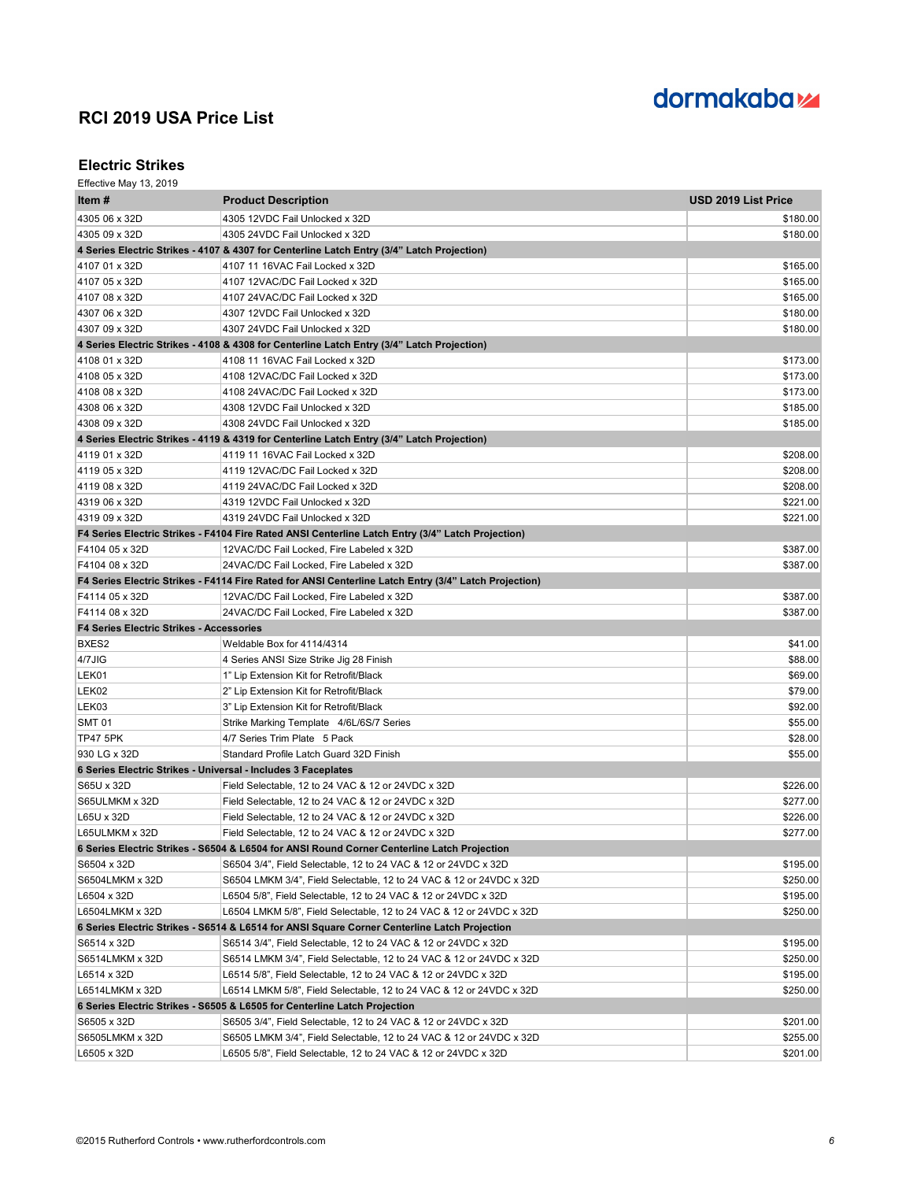# RCI 2019 USA Price List

## Electric Strikes

Effective May 13, 2019

| Item # | Product Description | USD 2019 List Price |
|---|---|---|
| 4305 06 x 32D | 4305 12VDC Fail Unlocked x 32D | $180.00 |
| 4305 09 x 32D | 4305 24VDC Fail Unlocked x 32D | $180.00 |
| **4 Series Electric Strikes - 4107 & 4307 for Centerline Latch Entry (3/4" Latch Projection)** | | |
| 4107 01 x 32D | 4107 11 16VAC Fail Locked x 32D | $165.00 |
| 4107 05 x 32D | 4107 12VAC/DC Fail Locked x 32D | $165.00 |
| 4107 08 x 32D | 4107 24VAC/DC Fail Locked x 32D | $165.00 |
| 4307 06 x 32D | 4307 12VDC Fail Unlocked x 32D | $180.00 |
| 4307 09 x 32D | 4307 24VDC Fail Unlocked x 32D | $180.00 |
| **4 Series Electric Strikes - 4108 & 4308 for Centerline Latch Entry (3/4" Latch Projection)** | | |
| 4108 01 x 32D | 4108 11 16VAC Fail Locked x 32D | $173.00 |
| 4108 05 x 32D | 4108 12VAC/DC Fail Locked x 32D | $173.00 |
| 4108 08 x 32D | 4108 24VAC/DC Fail Locked x 32D | $173.00 |
| 4308 06 x 32D | 4308 12VDC Fail Unlocked x 32D | $185.00 |
| 4308 09 x 32D | 4308 24VDC Fail Unlocked x 32D | $185.00 |
| **4 Series Electric Strikes - 4119 & 4319 for Centerline Latch Entry (3/4" Latch Projection)** | | |
| 4119 01 x 32D | 4119 11 16VAC Fail Locked x 32D | $208.00 |
| 4119 05 x 32D | 4119 12VAC/DC Fail Locked x 32D | $208.00 |
| 4119 08 x 32D | 4119 24VAC/DC Fail Locked x 32D | $208.00 |
| 4319 06 x 32D | 4319 12VDC Fail Unlocked x 32D | $221.00 |
| 4319 09 x 32D | 4319 24VDC Fail Unlocked x 32D | $221.00 |
| **F4 Series Electric Strikes - F4104 Fire Rated ANSI Centerline Latch Entry (3/4" Latch Projection)** | | |
| F4104 05 x 32D | 12VAC/DC Fail Locked, Fire Labeled x 32D | $387.00 |
| F4104 08 x 32D | 24VAC/DC Fail Locked, Fire Labeled x 32D | $387.00 |
| **F4 Series Electric Strikes - F4114 Fire Rated for ANSI Centerline Latch Entry (3/4" Latch Projection)** | | |
| F4114 05 x 32D | 12VAC/DC Fail Locked, Fire Labeled x 32D | $387.00 |
| F4114 08 x 32D | 24VAC/DC Fail Locked, Fire Labeled x 32D | $387.00 |
| **F4 Series Electric Strikes - Accessories** | | |
| BXES2 | Weldable Box for 4114/4314 | $41.00 |
| 4/7JIG | 4 Series ANSI Size Strike Jig 28 Finish | $88.00 |
| LEK01 | 1" Lip Extension Kit for Retrofit/Black | $69.00 |
| LEK02 | 2" Lip Extension Kit for Retrofit/Black | $79.00 |
| LEK03 | 3" Lip Extension Kit for Retrofit/Black | $92.00 |
| SMT 01 | Strike Marking Template 4/6L/6S/7 Series | $55.00 |
| TP47 5PK | 4/7 Series Trim Plate 5 Pack | $28.00 |
| 930 LG x 32D | Standard Profile Latch Guard 32D Finish | $55.00 |
| **6 Series Electric Strikes - Universal - Includes 3 Faceplates** | | |
| S65U x 32D | Field Selectable, 12 to 24 VAC & 12 or 24VDC x 32D | $226.00 |
| S65ULMKM x 32D | Field Selectable, 12 to 24 VAC & 12 or 24VDC x 32D | $277.00 |
| L65U x 32D | Field Selectable, 12 to 24 VAC & 12 or 24VDC x 32D | $226.00 |
| L65ULMKM x 32D | Field Selectable, 12 to 24 VAC & 12 or 24VDC x 32D | $277.00 |
| **6 Series Electric Strikes - S6504 & L6504 for ANSI Round Corner Centerline Latch Projection** | | |
| S6504 x 32D | S6504 3/4", Field Selectable, 12 to 24 VAC & 12 or 24VDC x 32D | $195.00 |
| S6504LMKM x 32D | S6504 LMKM 3/4", Field Selectable, 12 to 24 VAC & 12 or 24VDC x 32D | $250.00 |
| L6504 x 32D | L6504 5/8", Field Selectable, 12 to 24 VAC & 12 or 24VDC x 32D | $195.00 |
| L6504LMKM x 32D | L6504 LMKM 5/8", Field Selectable, 12 to 24 VAC & 12 or 24VDC x 32D | $250.00 |
| **6 Series Electric Strikes - S6514 & L6514 for ANSI Square Corner Centerline Latch Projection** | | |
| S6514 x 32D | S6514 3/4", Field Selectable, 12 to 24 VAC & 12 or 24VDC x 32D | $195.00 |
| S6514LMKM x 32D | S6514 LMKM 3/4", Field Selectable, 12 to 24 VAC & 12 or 24VDC x 32D | $250.00 |
| L6514 x 32D | L6514 5/8", Field Selectable, 12 to 24 VAC & 12 or 24VDC x 32D | $195.00 |
| L6514LMKM x 32D | L6514 LMKM 5/8", Field Selectable, 12 to 24 VAC & 12 or 24VDC x 32D | $250.00 |
| **6 Series Electric Strikes - S6505 & L6505 for Centerline Latch Projection** | | |
| S6505 x 32D | S6505 3/4", Field Selectable, 12 to 24 VAC & 12 or 24VDC x 32D | $201.00 |
| S6505LMKM x 32D | S6505 LMKM 3/4", Field Selectable, 12 to 24 VAC & 12 or 24VDC x 32D | $255.00 |
| L6505 x 32D | L6505 5/8", Field Selectable, 12 to 24 VAC & 12 or 24VDC x 32D | $201.00 |

©2015 Rutherford Controls • www.rutherfordcontrols.com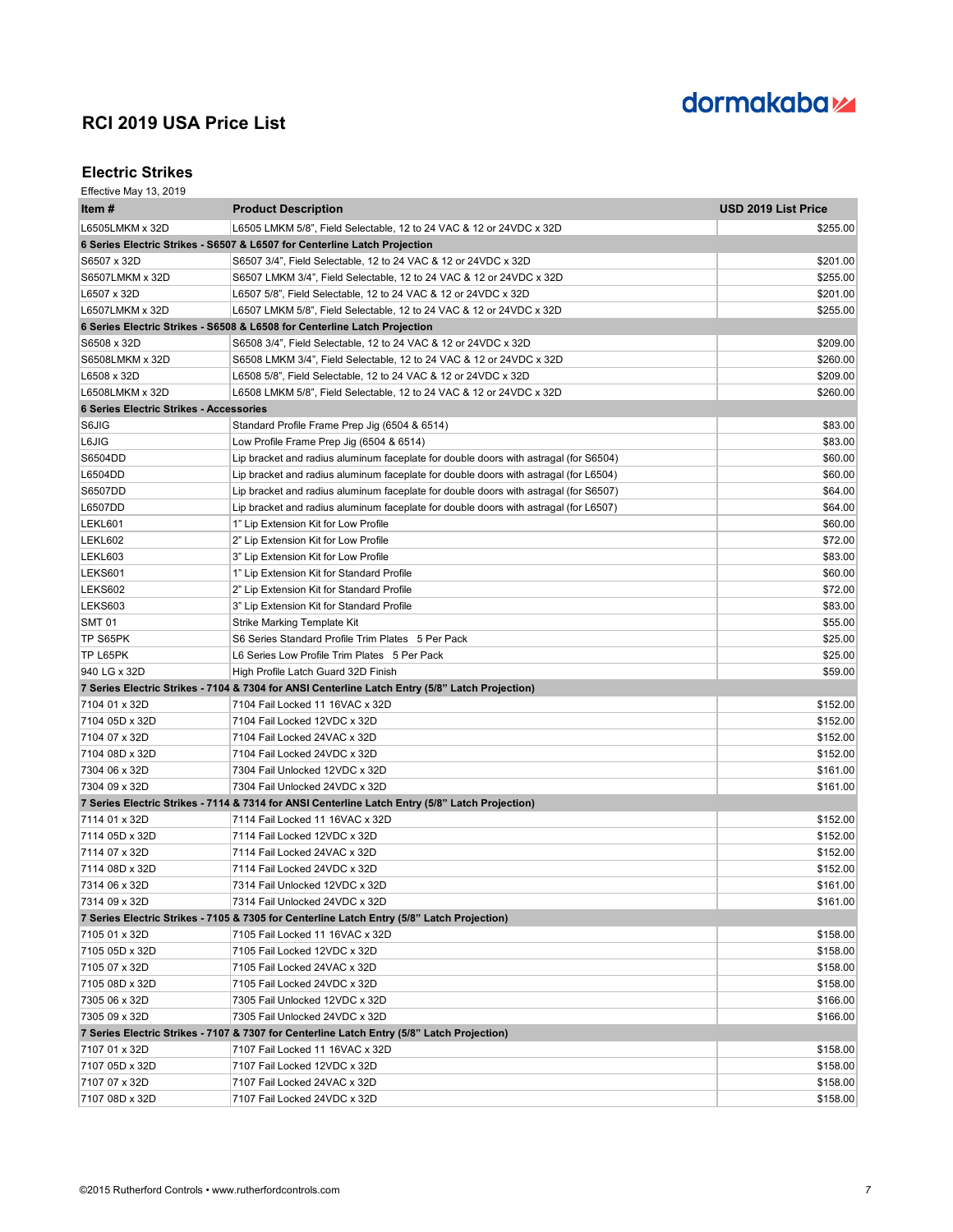# RCI 2019 USA Price List

## Electric Strikes

Effective May 13, 2019

| Item # | Product Description | USD 2019 List Price |
|---|---|---|
| L6505LMKM x 32D | L6505 LMKM 5/8", Field Selectable, 12 to 24 VAC & 12 or 24VDC x 32D | $255.00 |
| **6 Series Electric Strikes - S6507 & L6507 for Centerline Latch Projection** | | |
| S6507 x 32D | S6507 3/4", Field Selectable, 12 to 24 VAC & 12 or 24VDC x 32D | $201.00 |
| S6507LMKM x 32D | S6507 LMKM 3/4", Field Selectable, 12 to 24 VAC & 12 or 24VDC x 32D | $255.00 |
| L6507 x 32D | L6507 5/8", Field Selectable, 12 to 24 VAC & 12 or 24VDC x 32D | $201.00 |
| L6507LMKM x 32D | L6507 LMKM 5/8", Field Selectable, 12 to 24 VAC & 12 or 24VDC x 32D | $255.00 |
| **6 Series Electric Strikes - S6508 & L6508 for Centerline Latch Projection** | | |
| S6508 x 32D | S6508 3/4", Field Selectable, 12 to 24 VAC & 12 or 24VDC x 32D | $209.00 |
| S6508LMKM x 32D | S6508 LMKM 3/4", Field Selectable, 12 to 24 VAC & 12 or 24VDC x 32D | $260.00 |
| L6508 x 32D | L6508 5/8", Field Selectable, 12 to 24 VAC & 12 or 24VDC x 32D | $209.00 |
| L6508LMKM x 32D | L6508 LMKM 5/8", Field Selectable, 12 to 24 VAC & 12 or 24VDC x 32D | $260.00 |
| **6 Series Electric Strikes - Accessories** | | |
| S6JIG | Standard Profile Frame Prep Jig (6504 & 6514) | $83.00 |
| L6JIG | Low Profile Frame Prep Jig (6504 & 6514) | $83.00 |
| S6504DD | Lip bracket and radius aluminum faceplate for double doors with astragal (for S6504) | $60.00 |
| L6504DD | Lip bracket and radius aluminum faceplate for double doors with astragal (for L6504) | $60.00 |
| S6507DD | Lip bracket and radius aluminum faceplate for double doors with astragal (for S6507) | $64.00 |
| L6507DD | Lip bracket and radius aluminum faceplate for double doors with astragal (for L6507) | $64.00 |
| LEKL601 | 1" Lip Extension Kit for Low Profile | $60.00 |
| LEKL602 | 2" Lip Extension Kit for Low Profile | $72.00 |
| LEKL603 | 3" Lip Extension Kit for Low Profile | $83.00 |
| LEKS601 | 1" Lip Extension Kit for Standard Profile | $60.00 |
| LEKS602 | 2" Lip Extension Kit for Standard Profile | $72.00 |
| LEKS603 | 3" Lip Extension Kit for Standard Profile | $83.00 |
| SMT 01 | Strike Marking Template Kit | $55.00 |
| TP S65PK | S6 Series Standard Profile Trim Plates 5 Per Pack | $25.00 |
| TP L65PK | L6 Series Low Profile Trim Plates 5 Per Pack | $25.00 |
| 940 LG x 32D | High Profile Latch Guard 32D Finish | $59.00 |
| **7 Series Electric Strikes - 7104 & 7304 for ANSI Centerline Latch Entry (5/8" Latch Projection)** | | |
| 7104 01 x 32D | 7104 Fail Locked 11 16VAC x 32D | $152.00 |
| 7104 05D x 32D | 7104 Fail Locked 12VDC x 32D | $152.00 |
| 7104 07 x 32D | 7104 Fail Locked 24VAC x 32D | $152.00 |
| 7104 08D x 32D | 7104 Fail Locked 24VDC x 32D | $152.00 |
| 7304 06 x 32D | 7304 Fail Unlocked 12VDC x 32D | $161.00 |
| 7304 09 x 32D | 7304 Fail Unlocked 24VDC x 32D | $161.00 |
| **7 Series Electric Strikes - 7114 & 7314 for ANSI Centerline Latch Entry (5/8" Latch Projection)** | | |
| 7114 01 x 32D | 7114 Fail Locked 11 16VAC x 32D | $152.00 |
| 7114 05D x 32D | 7114 Fail Locked 12VDC x 32D | $152.00 |
| 7114 07 x 32D | 7114 Fail Locked 24VAC x 32D | $152.00 |
| 7114 08D x 32D | 7114 Fail Locked 24VDC x 32D | $152.00 |
| 7314 06 x 32D | 7314 Fail Unlocked 12VDC x 32D | $161.00 |
| 7314 09 x 32D | 7314 Fail Unlocked 24VDC x 32D | $161.00 |
| **7 Series Electric Strikes - 7105 & 7305 for Centerline Latch Entry (5/8" Latch Projection)** | | |
| 7105 01 x 32D | 7105 Fail Locked 11 16VAC x 32D | $158.00 |
| 7105 05D x 32D | 7105 Fail Locked 12VDC x 32D | $158.00 |
| 7105 07 x 32D | 7105 Fail Locked 24VAC x 32D | $158.00 |
| 7105 08D x 32D | 7105 Fail Locked 24VDC x 32D | $158.00 |
| 7305 06 x 32D | 7305 Fail Unlocked 12VDC x 32D | $166.00 |
| 7305 09 x 32D | 7305 Fail Unlocked 24VDC x 32D | $166.00 |
| **7 Series Electric Strikes - 7107 & 7307 for Centerline Latch Entry (5/8" Latch Projection)** | | |
| 7107 01 x 32D | 7107 Fail Locked 11 16VAC x 32D | $158.00 |
| 7107 05D x 32D | 7107 Fail Locked 12VDC x 32D | $158.00 |
| 7107 07 x 32D | 7107 Fail Locked 24VAC x 32D | $158.00 |
| 7107 08D x 32D | 7107 Fail Locked 24VDC x 32D | $158.00 |

©2015 Rutherford Controls • www.rutherfordcontrols.com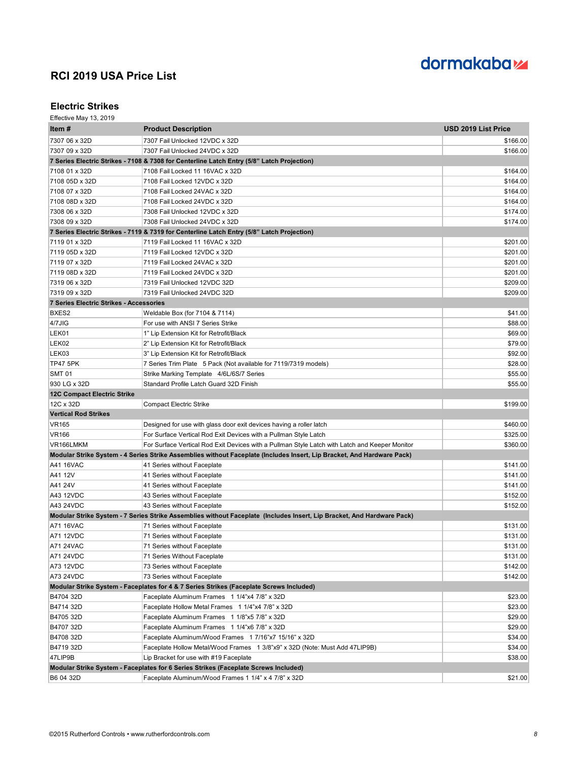# RCI 2019 USA Price List

## Electric Strikes

Effective May 13, 2019

| Item # | Product Description | USD 2019 List Price |
|---|---|---|
| 7307 06 x 32D | 7307 Fail Unlocked 12VDC x 32D | $166.00 |
| 7307 09 x 32D | 7307 Fail Unlocked 24VDC x 32D | $166.00 |
| **7 Series Electric Strikes - 7108 & 7308 for Centerline Latch Entry (5/8" Latch Projection)** | | |
| 7108 01 x 32D | 7108 Fail Locked 11 16VAC x 32D | $164.00 |
| 7108 05D x 32D | 7108 Fail Locked 12VDC x 32D | $164.00 |
| 7108 07 x 32D | 7108 Fail Locked 24VAC x 32D | $164.00 |
| 7108 08D x 32D | 7108 Fail Locked 24VDC x 32D | $164.00 |
| 7308 06 x 32D | 7308 Fail Unlocked 12VDC x 32D | $174.00 |
| 7308 09 x 32D | 7308 Fail Unlocked 24VDC x 32D | $174.00 |
| **7 Series Electric Strikes - 7119 & 7319 for Centerline Latch Entry (5/8" Latch Projection)** | | |
| 7119 01 x 32D | 7119 Fail Locked 11 16VAC x 32D | $201.00 |
| 7119 05D x 32D | 7119 Fail Locked 12VDC x 32D | $201.00 |
| 7119 07 x 32D | 7119 Fail Locked 24VAC x 32D | $201.00 |
| 7119 08D x 32D | 7119 Fail Locked 24VDC x 32D | $201.00 |
| 7319 06 x 32D | 7319 Fail Unlocked 12VDC 32D | $209.00 |
| 7319 09 x 32D | 7319 Fail Unlocked 24VDC 32D | $209.00 |
| **7 Series Electric Strikes - Accessories** | | |
| BXES2 | Weldable Box (for 7104 & 7114) | $41.00 |
| 4/7JIG | For use with ANSI 7 Series Strike | $88.00 |
| LEK01 | 1" Lip Extension Kit for Retrofit/Black | $69.00 |
| LEK02 | 2" Lip Extension Kit for Retrofit/Black | $79.00 |
| LEK03 | 3" Lip Extension Kit for Retrofit/Black | $92.00 |
| TP47 5PK | 7 Series Trim Plate 5 Pack (Not available for 7119/7319 models) | $28.00 |
| SMT 01 | Strike Marking Template 4/6L/6S/7 Series | $55.00 |
| 930 LG x 32D | Standard Profile Latch Guard 32D Finish | $55.00 |
| **12C Compact Electric Strike** | | |
| 12C x 32D | Compact Electric Strike | $199.00 |
| **Vertical Rod Strikes** | | |
| VR165 | Designed for use with glass door exit devices having a roller latch | $460.00 |
| VR166 | For Surface Vertical Rod Exit Devices with a Pullman Style Latch | $325.00 |
| VR166LMKM | For Surface Vertical Rod Exit Devices with a Pullman Style Latch with Latch and Keeper Monitor | $360.00 |
| **Modular Strike System - 4 Series Strike Assemblies without Faceplate (Includes Insert, Lip Bracket, And Hardware Pack)** | | |
| A41 16VAC | 41 Series without Faceplate | $141.00 |
| A41 12V | 41 Series without Faceplate | $141.00 |
| A41 24V | 41 Series without Faceplate | $141.00 |
| A43 12VDC | 43 Series without Faceplate | $152.00 |
| A43 24VDC | 43 Series without Faceplate | $152.00 |
| **Modular Strike System - 7 Series Strike Assemblies without Faceplate (Includes Insert, Lip Bracket, And Hardware Pack)** | | |
| A71 16VAC | 71 Series without Faceplate | $131.00 |
| A71 12VDC | 71 Series without Faceplate | $131.00 |
| A71 24VAC | 71 Series without Faceplate | $131.00 |
| A71 24VDC | 71 Series Without Faceplate | $131.00 |
| A73 12VDC | 73 Series without Faceplate | $142.00 |
| A73 24VDC | 73 Series without Faceplate | $142.00 |
| **Modular Strike System - Faceplates for 4 & 7 Series Strikes (Faceplate Screws Included)** | | |
| B4704 32D | Faceplate Aluminum Frames 1 1/4"x4 7/8" x 32D | $23.00 |
| B4714 32D | Faceplate Hollow Metal Frames 1 1/4"x4 7/8" x 32D | $23.00 |
| B4705 32D | Faceplate Aluminum Frames 1 1/8"x5 7/8" x 32D | $29.00 |
| B4707 32D | Faceplate Aluminum Frames 1 1/4"x6 7/8" x 32D | $29.00 |
| B4708 32D | Faceplate Aluminum/Wood Frames 1 7/16"x7 15/16" x 32D | $34.00 |
| B4719 32D | Faceplate Hollow Metal/Wood Frames 1 3/8"x9" x 32D (Note: Must Add 47LIP9B) | $34.00 |
| 47LIP9B | Lip Bracket for use with #19 Faceplate | $38.00 |
| **Modular Strike System - Faceplates for 6 Series Strikes (Faceplate Screws Included)** | | |
| B6 04 32D | Faceplate Aluminum/Wood Frames 1 1/4" x 4 7/8" x 32D | $21.00 |

©2015 Rutherford Controls • www.rutherfordcontrols.com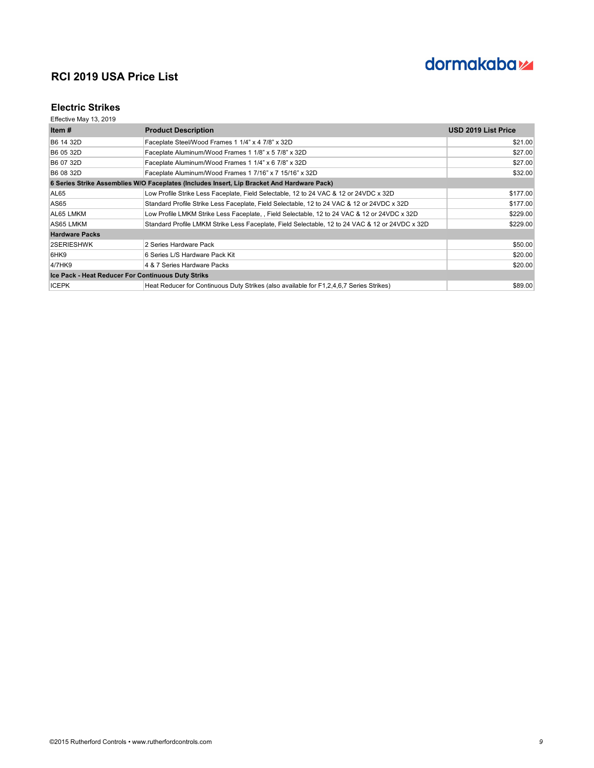# RCI 2019 USA Price List

## Electric Strikes

Effective May 13, 2019

| Item # | Product Description | USD 2019 List Price |
|---|---|---|
| B6 14 32D | Faceplate Steel/Wood Frames 1 1/4" x 4 7/8" x 32D | $21.00 |
| B6 05 32D | Faceplate Aluminum/Wood Frames 1 1/8" x 5 7/8" x 32D | $27.00 |
| B6 07 32D | Faceplate Aluminum/Wood Frames 1 1/4" x 6 7/8" x 32D | $27.00 |
| B6 08 32D | Faceplate Aluminum/Wood Frames 1 7/16" x 7 15/16" x 32D | $32.00 |
| **6 Series Strike Assemblies W/O Faceplates (Includes Insert, Lip Bracket And Hardware Pack)** | | |
| AL65 | Low Profile Strike Less Faceplate, Field Selectable, 12 to 24 VAC & 12 or 24VDC x 32D | $177.00 |
| AS65 | Standard Profile Strike Less Faceplate, Field Selectable, 12 to 24 VAC & 12 or 24VDC x 32D | $177.00 |
| AL65 LMKM | Low Profile LMKM Strike Less Faceplate, , Field Selectable, 12 to 24 VAC & 12 or 24VDC x 32D | $229.00 |
| AS65 LMKM | Standard Profile LMKM Strike Less Faceplate, Field Selectable, 12 to 24 VAC & 12 or 24VDC x 32D | $229.00 |
| **Hardware Packs** | | |
| 2SERIESHWK | 2 Series Hardware Pack | $50.00 |
| 6HK9 | 6 Series L/S Hardware Pack Kit | $20.00 |
| 4/7HK9 | 4 & 7 Series Hardware Packs | $20.00 |
| **Ice Pack - Heat Reducer For Continuous Duty Striks** | | |
| ICEPK | Heat Reducer for Continuous Duty Strikes (also available for F1,2,4,6,7 Series Strikes) | $89.00 |

©2015 Rutherford Controls • www.rutherfordcontrols.com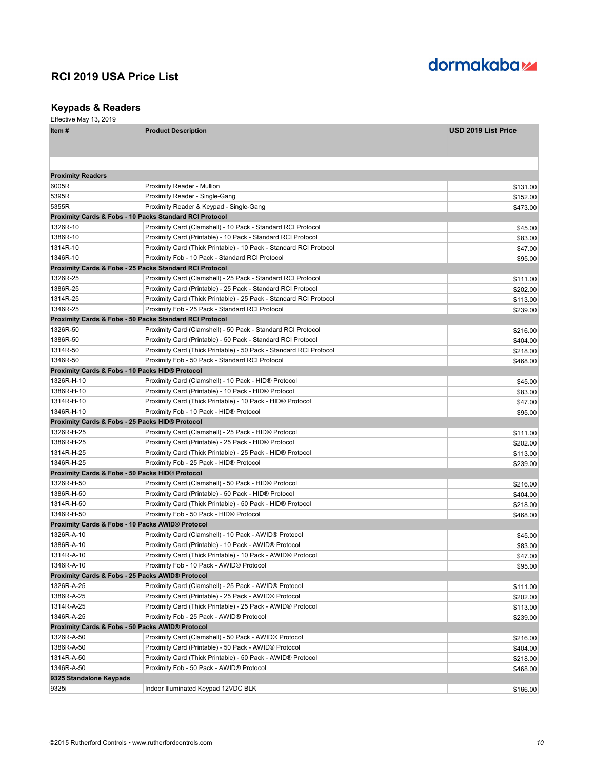dormakaba

# RCI 2019 USA Price List

## Keypads & Readers

Effective May 13, 2019

| Item # | Product Description | USD 2019 List Price |
|---|---|---|
| | | |
| **Proximity Readers** | | |
| 6005R | Proximity Reader - Mullion | $131.00 |
| 5395R | Proximity Reader - Single-Gang | $152.00 |
| 5355R | Proximity Reader & Keypad - Single-Gang | $473.00 |
| **Proximity Cards & Fobs - 10 Packs Standard RCI Protocol** | | |
| 1326R-10 | Proximity Card (Clamshell) - 10 Pack - Standard RCI Protocol | $45.00 |
| 1386R-10 | Proximity Card (Printable) - 10 Pack - Standard RCI Protocol | $83.00 |
| 1314R-10 | Proximity Card (Thick Printable) - 10 Pack - Standard RCI Protocol | $47.00 |
| 1346R-10 | Proximity Fob - 10 Pack - Standard RCI Protocol | $95.00 |
| **Proximity Cards & Fobs - 25 Packs Standard RCI Protocol** | | |
| 1326R-25 | Proximity Card (Clamshell) - 25 Pack - Standard RCI Protocol | $111.00 |
| 1386R-25 | Proximity Card (Printable) - 25 Pack - Standard RCI Protocol | $202.00 |
| 1314R-25 | Proximity Card (Thick Printable) - 25 Pack - Standard RCI Protocol | $113.00 |
| 1346R-25 | Proximity Fob - 25 Pack - Standard RCI Protocol | $239.00 |
| **Proximity Cards & Fobs - 50 Packs Standard RCI Protocol** | | |
| 1326R-50 | Proximity Card (Clamshell) - 50 Pack - Standard RCI Protocol | $216.00 |
| 1386R-50 | Proximity Card (Printable) - 50 Pack - Standard RCI Protocol | $404.00 |
| 1314R-50 | Proximity Card (Thick Printable) - 50 Pack - Standard RCI Protocol | $218.00 |
| 1346R-50 | Proximity Fob - 50 Pack - Standard RCI Protocol | $468.00 |
| **Proximity Cards & Fobs - 10 Packs HID® Protocol** | | |
| 1326R-H-10 | Proximity Card (Clamshell) - 10 Pack - HID® Protocol | $45.00 |
| 1386R-H-10 | Proximity Card (Printable) - 10 Pack - HID® Protocol | $83.00 |
| 1314R-H-10 | Proximity Card (Thick Printable) - 10 Pack - HID® Protocol | $47.00 |
| 1346R-H-10 | Proximity Fob - 10 Pack - HID® Protocol | $95.00 |
| **Proximity Cards & Fobs - 25 Packs HID® Protocol** | | |
| 1326R-H-25 | Proximity Card (Clamshell) - 25 Pack - HID® Protocol | $111.00 |
| 1386R-H-25 | Proximity Card (Printable) - 25 Pack - HID® Protocol | $202.00 |
| 1314R-H-25 | Proximity Card (Thick Printable) - 25 Pack - HID® Protocol | $113.00 |
| 1346R-H-25 | Proximity Fob - 25 Pack - HID® Protocol | $239.00 |
| **Proximity Cards & Fobs - 50 Packs HID® Protocol** | | |
| 1326R-H-50 | Proximity Card (Clamshell) - 50 Pack - HID® Protocol | $216.00 |
| 1386R-H-50 | Proximity Card (Printable) - 50 Pack - HID® Protocol | $404.00 |
| 1314R-H-50 | Proximity Card (Thick Printable) - 50 Pack - HID® Protocol | $218.00 |
| 1346R-H-50 | Proximity Fob - 50 Pack - HID® Protocol | $468.00 |
| **Proximity Cards & Fobs - 10 Packs AWID® Protocol** | | |
| 1326R-A-10 | Proximity Card (Clamshell) - 10 Pack - AWID® Protocol | $45.00 |
| 1386R-A-10 | Proximity Card (Printable) - 10 Pack - AWID® Protocol | $83.00 |
| 1314R-A-10 | Proximity Card (Thick Printable) - 10 Pack - AWID® Protocol | $47.00 |
| 1346R-A-10 | Proximity Fob - 10 Pack - AWID® Protocol | $95.00 |
| **Proximity Cards & Fobs - 25 Packs AWID® Protocol** | | |
| 1326R-A-25 | Proximity Card (Clamshell) - 25 Pack - AWID® Protocol | $111.00 |
| 1386R-A-25 | Proximity Card (Printable) - 25 Pack - AWID® Protocol | $202.00 |
| 1314R-A-25 | Proximity Card (Thick Printable) - 25 Pack - AWID® Protocol | $113.00 |
| 1346R-A-25 | Proximity Fob - 25 Pack - AWID® Protocol | $239.00 |
| **Proximity Cards & Fobs - 50 Packs AWID® Protocol** | | |
| 1326R-A-50 | Proximity Card (Clamshell) - 50 Pack - AWID® Protocol | $216.00 |
| 1386R-A-50 | Proximity Card (Printable) - 50 Pack - AWID® Protocol | $404.00 |
| 1314R-A-50 | Proximity Card (Thick Printable) - 50 Pack - AWID® Protocol | $218.00 |
| 1346R-A-50 | Proximity Fob - 50 Pack - AWID® Protocol | $468.00 |
| **9325 Standalone Keypads** | | |
| 9325i | Indoor Illuminated Keypad 12VDC BLK | $166.00 |

©2015 Rutherford Controls • www.rutherfordcontrols.com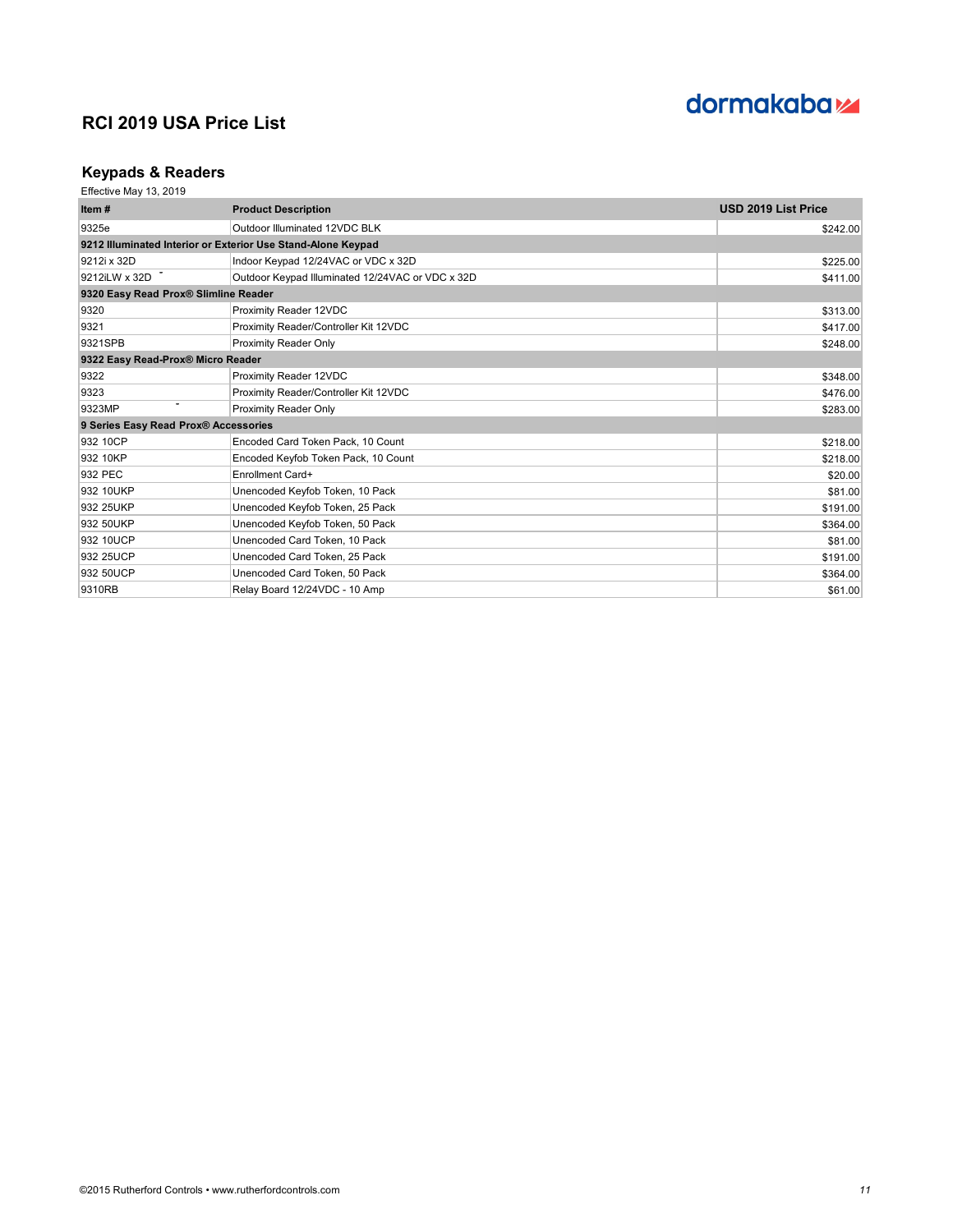# RCI 2019 USA Price List

## Keypads & Readers

Effective May 13, 2019

| Item # | Product Description | USD 2019 List Price |
|---|---|---|
| 9325e | Outdoor Illuminated 12VDC BLK | $242.00 |
| **9212 Illuminated Interior or Exterior Use Stand-Alone Keypad** | | |
| 9212i x 32D | Indoor Keypad 12/24VAC or VDC x 32D | $225.00 |
| 9212iLW x 32D | Outdoor Keypad Illuminated 12/24VAC or VDC x 32D | $411.00 |
| **9320 Easy Read Prox® Slimline Reader** | | |
| 9320 | Proximity Reader 12VDC | $313.00 |
| 9321 | Proximity Reader/Controller Kit 12VDC | $417.00 |
| 9321SPB | Proximity Reader Only | $248.00 |
| **9322 Easy Read-Prox® Micro Reader** | | |
| 9322 | Proximity Reader 12VDC | $348.00 |
| 9323 | Proximity Reader/Controller Kit 12VDC | $476.00 |
| 9323MP | Proximity Reader Only | $283.00 |
| **9 Series Easy Read Prox® Accessories** | | |
| 932 10CP | Encoded Card Token Pack, 10 Count | $218.00 |
| 932 10KP | Encoded Keyfob Token Pack, 10 Count | $218.00 |
| 932 PEC | Enrollment Card+ | $20.00 |
| 932 10UKP | Unencoded Keyfob Token, 10 Pack | $81.00 |
| 932 25UKP | Unencoded Keyfob Token, 25 Pack | $191.00 |
| 932 50UKP | Unencoded Keyfob Token, 50 Pack | $364.00 |
| 932 10UCP | Unencoded Card Token, 10 Pack | $81.00 |
| 932 25UCP | Unencoded Card Token, 25 Pack | $191.00 |
| 932 50UCP | Unencoded Card Token, 50 Pack | $364.00 |
| 9310RB | Relay Board 12/24VDC - 10 Amp | $61.00 |

©2015 Rutherford Controls • www.rutherfordcontrols.com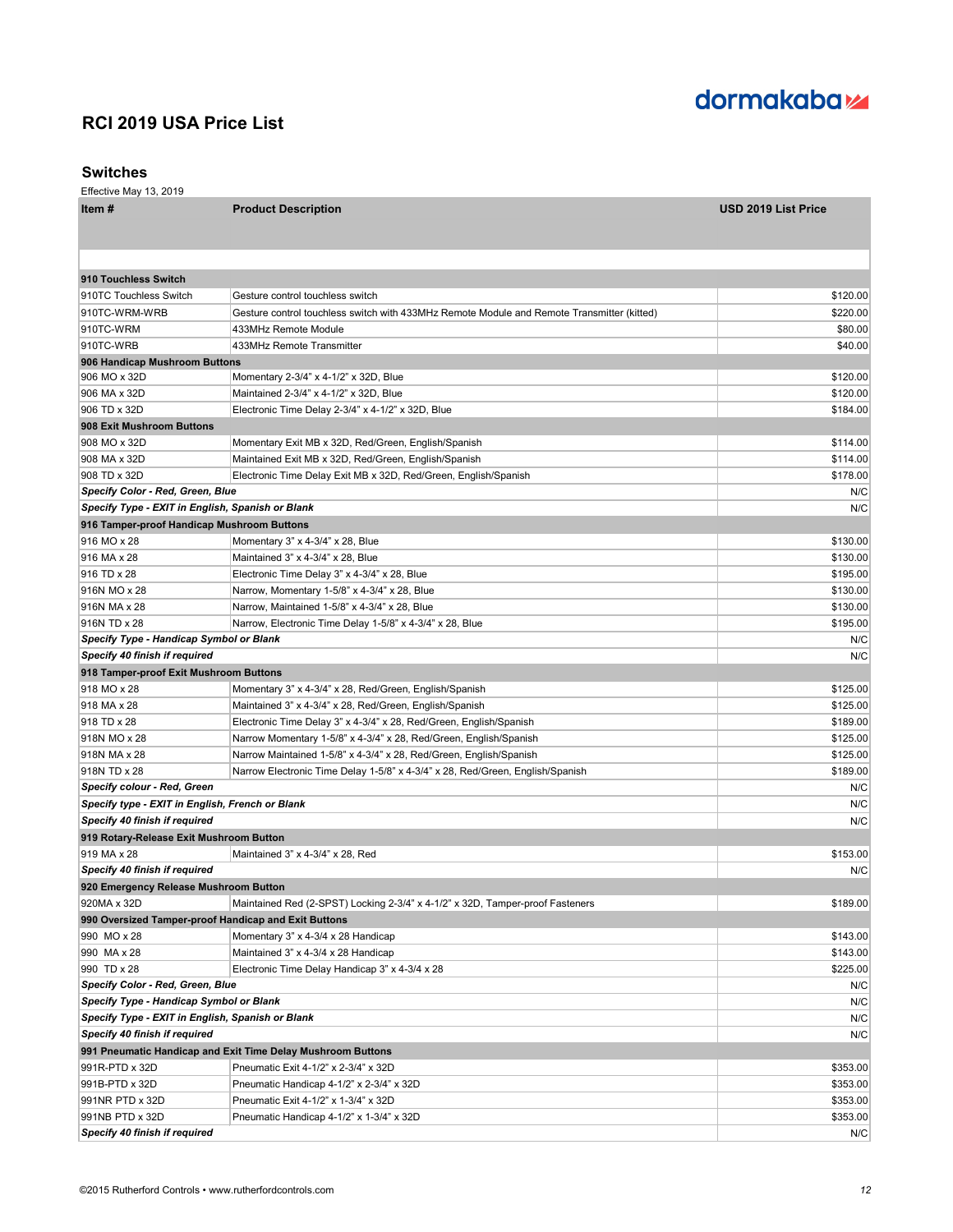# RCI 2019 USA Price List

## Switches

Effective May 13, 2019

| Item # | Product Description | USD 2019 List Price |
|---|---|---|
| **910 Touchless Switch** | | |
| 910TC Touchless Switch | Gesture control touchless switch | $120.00 |
| 910TC-WRM-WRB | Gesture control touchless switch with 433MHz Remote Module and Remote Transmitter (kitted) | $220.00 |
| 910TC-WRM | 433MHz Remote Module | $80.00 |
| 910TC-WRB | 433MHz Remote Transmitter | $40.00 |
| **906 Handicap Mushroom Buttons** | | |
| 906 MO x 32D | Momentary 2-3/4" x 4-1/2" x 32D, Blue | $120.00 |
| 906 MA x 32D | Maintained 2-3/4" x 4-1/2" x 32D, Blue | $120.00 |
| 906 TD x 32D | Electronic Time Delay 2-3/4" x 4-1/2" x 32D, Blue | $184.00 |
| **908 Exit Mushroom Buttons** | | |
| 908 MO x 32D | Momentary Exit MB x 32D, Red/Green, English/Spanish | $114.00 |
| 908 MA x 32D | Maintained Exit MB x 32D, Red/Green, English/Spanish | $114.00 |
| 908 TD x 32D | Electronic Time Delay Exit MB x 32D, Red/Green, English/Spanish | $178.00 |
| ***Specify Color - Red, Green, Blue*** | | N/C |
| ***Specify Type - EXIT in English, Spanish or Blank*** | | N/C |
| **916 Tamper-proof Handicap Mushroom Buttons** | | |
| 916 MO x 28 | Momentary 3" x 4-3/4" x 28, Blue | $130.00 |
| 916 MA x 28 | Maintained 3" x 4-3/4" x 28, Blue | $130.00 |
| 916 TD x 28 | Electronic Time Delay 3" x 4-3/4" x 28, Blue | $195.00 |
| 916N MO x 28 | Narrow, Momentary 1-5/8" x 4-3/4" x 28, Blue | $130.00 |
| 916N MA x 28 | Narrow, Maintained 1-5/8" x 4-3/4" x 28, Blue | $130.00 |
| 916N TD x 28 | Narrow, Electronic Time Delay 1-5/8" x 4-3/4" x 28, Blue | $195.00 |
| ***Specify Type - Handicap Symbol or Blank*** | | N/C |
| ***Specify 40 finish if required*** | | N/C |
| **918 Tamper-proof Exit Mushroom Buttons** | | |
| 918 MO x 28 | Momentary 3" x 4-3/4" x 28, Red/Green, English/Spanish | $125.00 |
| 918 MA x 28 | Maintained 3" x 4-3/4" x 28, Red/Green, English/Spanish | $125.00 |
| 918 TD x 28 | Electronic Time Delay 3" x 4-3/4" x 28, Red/Green, English/Spanish | $189.00 |
| 918N MO x 28 | Narrow Momentary 1-5/8" x 4-3/4" x 28, Red/Green, English/Spanish | $125.00 |
| 918N MA x 28 | Narrow Maintained 1-5/8" x 4-3/4" x 28, Red/Green, English/Spanish | $125.00 |
| 918N TD x 28 | Narrow Electronic Time Delay 1-5/8" x 4-3/4" x 28, Red/Green, English/Spanish | $189.00 |
| ***Specify colour - Red, Green*** | | N/C |
| ***Specify type - EXIT in English, French or Blank*** | | N/C |
| ***Specify 40 finish if required*** | | N/C |
| **919 Rotary-Release Exit Mushroom Button** | | |
| 919 MA x 28 | Maintained 3" x 4-3/4" x 28, Red | $153.00 |
| ***Specify 40 finish if required*** | | N/C |
| **920 Emergency Release Mushroom Button** | | |
| 920MA x 32D | Maintained Red (2-SPST) Locking 2-3/4" x 4-1/2" x 32D, Tamper-proof Fasteners | $189.00 |
| **990 Oversized Tamper-proof Handicap and Exit Buttons** | | |
| 990 MO x 28 | Momentary 3" x 4-3/4 x 28 Handicap | $143.00 |
| 990 MA x 28 | Maintained 3" x 4-3/4 x 28 Handicap | $143.00 |
| 990 TD x 28 | Electronic Time Delay Handicap 3" x 4-3/4 x 28 | $225.00 |
| ***Specify Color - Red, Green, Blue*** | | N/C |
| ***Specify Type - Handicap Symbol or Blank*** | | N/C |
| ***Specify Type - EXIT in English, Spanish or Blank*** | | N/C |
| ***Specify 40 finish if required*** | | N/C |
| **991 Pneumatic Handicap and Exit Time Delay Mushroom Buttons** | | |
| 991R-PTD x 32D | Pneumatic Exit 4-1/2" x 2-3/4" x 32D | $353.00 |
| 991B-PTD x 32D | Pneumatic Handicap 4-1/2" x 2-3/4" x 32D | $353.00 |
| 991NR PTD x 32D | Pneumatic Exit 4-1/2" x 1-3/4" x 32D | $353.00 |
| 991NB PTD x 32D | Pneumatic Handicap 4-1/2" x 1-3/4" x 32D | $353.00 |
| ***Specify 40 finish if required*** | | N/C |

©2015 Rutherford Controls • www.rutherfordcontrols.com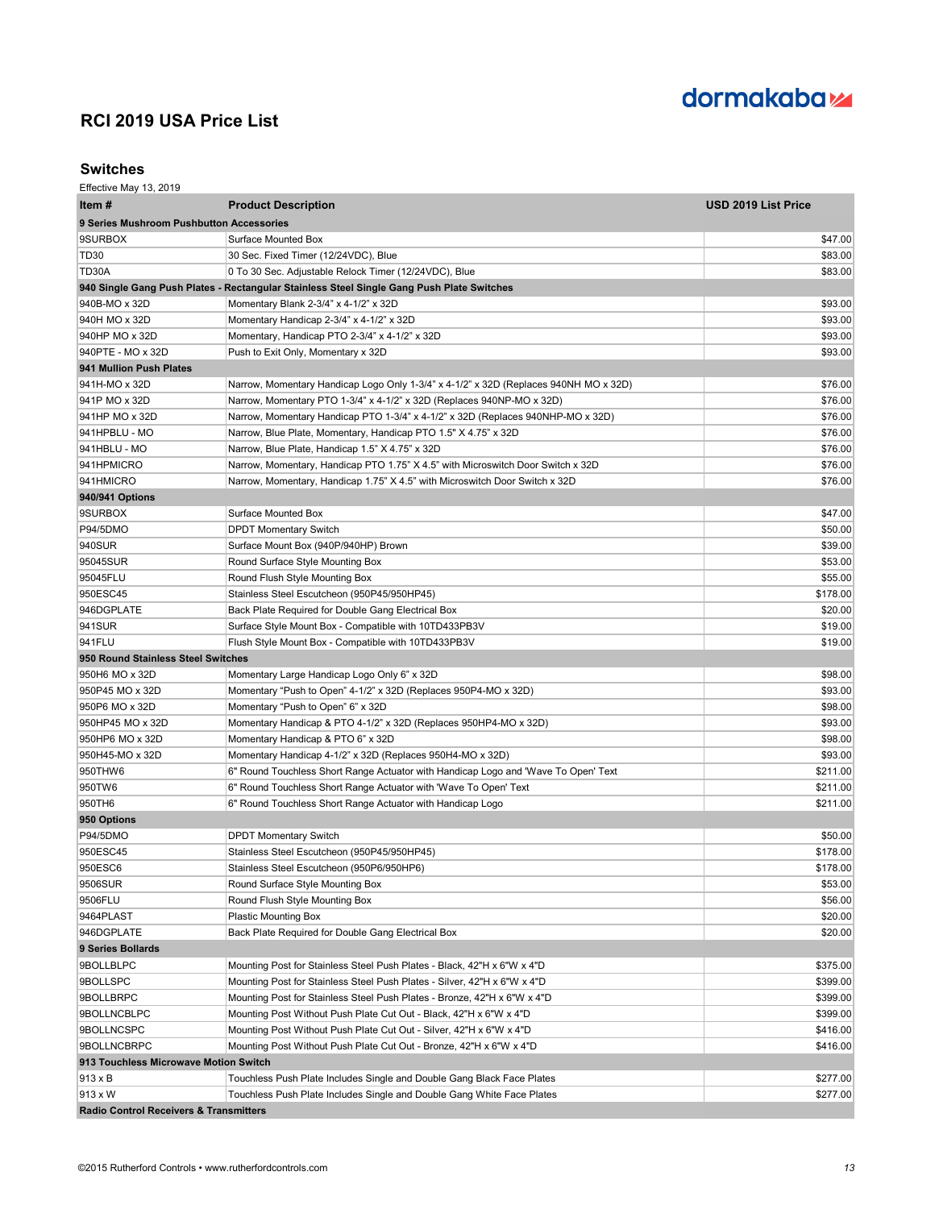# RCI 2019 USA Price List

## Switches

Effective May 13, 2019

| Item # | Product Description | USD 2019 List Price |
|---|---|---|
| **9 Series Mushroom Pushbutton Accessories** | | |
| 9SURBOX | Surface Mounted Box | $47.00 |
| TD30 | 30 Sec. Fixed Timer (12/24VDC), Blue | $83.00 |
| TD30A | 0 To 30 Sec. Adjustable Relock Timer (12/24VDC), Blue | $83.00 |
| **940 Single Gang Push Plates - Rectangular Stainless Steel Single Gang Push Plate Switches** | | |
| 940B-MO x 32D | Momentary Blank 2-3/4" x 4-1/2" x 32D | $93.00 |
| 940H MO x 32D | Momentary Handicap 2-3/4" x 4-1/2" x 32D | $93.00 |
| 940HP MO x 32D | Momentary, Handicap PTO 2-3/4" x 4-1/2" x 32D | $93.00 |
| 940PTE - MO x 32D | Push to Exit Only, Momentary x 32D | $93.00 |
| **941 Mullion Push Plates** | | |
| 941H-MO x 32D | Narrow, Momentary Handicap Logo Only 1-3/4" x 4-1/2" x 32D (Replaces 940NH MO x 32D) | $76.00 |
| 941P MO x 32D | Narrow, Momentary PTO 1-3/4" x 4-1/2" x 32D (Replaces 940NP-MO x 32D) | $76.00 |
| 941HP MO x 32D | Narrow, Momentary Handicap PTO 1-3/4" x 4-1/2" x 32D (Replaces 940NHP-MO x 32D) | $76.00 |
| 941HPBLU - MO | Narrow, Blue Plate, Momentary, Handicap PTO 1.5" X 4.75" x 32D | $76.00 |
| 941HBLU - MO | Narrow, Blue Plate, Handicap 1.5" X 4.75" x 32D | $76.00 |
| 941HPMICRO | Narrow, Momentary, Handicap PTO 1.75" X 4.5" with Microswitch Door Switch x 32D | $76.00 |
| 941HMICRO | Narrow, Momentary, Handicap 1.75" X 4.5" with Microswitch Door Switch x 32D | $76.00 |
| **940/941 Options** | | |
| 9SURBOX | Surface Mounted Box | $47.00 |
| P94/5DMO | DPDT Momentary Switch | $50.00 |
| 940SUR | Surface Mount Box (940P/940HP) Brown | $39.00 |
| 95045SUR | Round Surface Style Mounting Box | $53.00 |
| 95045FLU | Round Flush Style Mounting Box | $55.00 |
| 950ESC45 | Stainless Steel Escutcheon (950P45/950HP45) | $178.00 |
| 946DGPLATE | Back Plate Required for Double Gang Electrical Box | $20.00 |
| 941SUR | Surface Style Mount Box - Compatible with 10TD433PB3V | $19.00 |
| 941FLU | Flush Style Mount Box - Compatible with 10TD433PB3V | $19.00 |
| **950 Round Stainless Steel Switches** | | |
| 950H6 MO x 32D | Momentary Large Handicap Logo Only 6" x 32D | $98.00 |
| 950P45 MO x 32D | Momentary "Push to Open" 4-1/2" x 32D (Replaces 950P4-MO x 32D) | $93.00 |
| 950P6 MO x 32D | Momentary "Push to Open" 6" x 32D | $98.00 |
| 950HP45 MO x 32D | Momentary Handicap & PTO 4-1/2" x 32D (Replaces 950HP4-MO x 32D) | $93.00 |
| 950HP6 MO x 32D | Momentary Handicap & PTO 6" x 32D | $98.00 |
| 950H45-MO x 32D | Momentary Handicap 4-1/2" x 32D (Replaces 950H4-MO x 32D) | $93.00 |
| 950THW6 | 6" Round Touchless Short Range Actuator with Handicap Logo and 'Wave To Open' Text | $211.00 |
| 950TW6 | 6" Round Touchless Short Range Actuator with 'Wave To Open' Text | $211.00 |
| 950TH6 | 6" Round Touchless Short Range Actuator with Handicap Logo | $211.00 |
| **950 Options** | | |
| P94/5DMO | DPDT Momentary Switch | $50.00 |
| 950ESC45 | Stainless Steel Escutcheon (950P45/950HP45) | $178.00 |
| 950ESC6 | Stainless Steel Escutcheon (950P6/950HP6) | $178.00 |
| 9506SUR | Round Surface Style Mounting Box | $53.00 |
| 9506FLU | Round Flush Style Mounting Box | $56.00 |
| 9464PLAST | Plastic Mounting Box | $20.00 |
| 946DGPLATE | Back Plate Required for Double Gang Electrical Box | $20.00 |
| **9 Series Bollards** | | |
| 9BOLLBLPC | Mounting Post for Stainless Steel Push Plates - Black, 42"H x 6"W x 4"D | $375.00 |
| 9BOLLSPC | Mounting Post for Stainless Steel Push Plates - Silver, 42"H x 6"W x 4"D | $399.00 |
| 9BOLLBRPC | Mounting Post for Stainless Steel Push Plates - Bronze, 42"H x 6"W x 4"D | $399.00 |
| 9BOLLNCBLPC | Mounting Post Without Push Plate Cut Out - Black, 42"H x 6"W x 4"D | $399.00 |
| 9BOLLNCSPC | Mounting Post Without Push Plate Cut Out - Silver, 42"H x 6"W x 4"D | $416.00 |
| 9BOLLNCBRPC | Mounting Post Without Push Plate Cut Out - Bronze, 42"H x 6"W x 4"D | $416.00 |
| **913 Touchless Microwave Motion Switch** | | |
| 913 x B | Touchless Push Plate Includes Single and Double Gang Black Face Plates | $277.00 |
| 913 x W | Touchless Push Plate Includes Single and Double Gang White Face Plates | $277.00 |
| **Radio Control Receivers & Transmitters** | | |

©2015 Rutherford Controls • www.rutherfordcontrols.com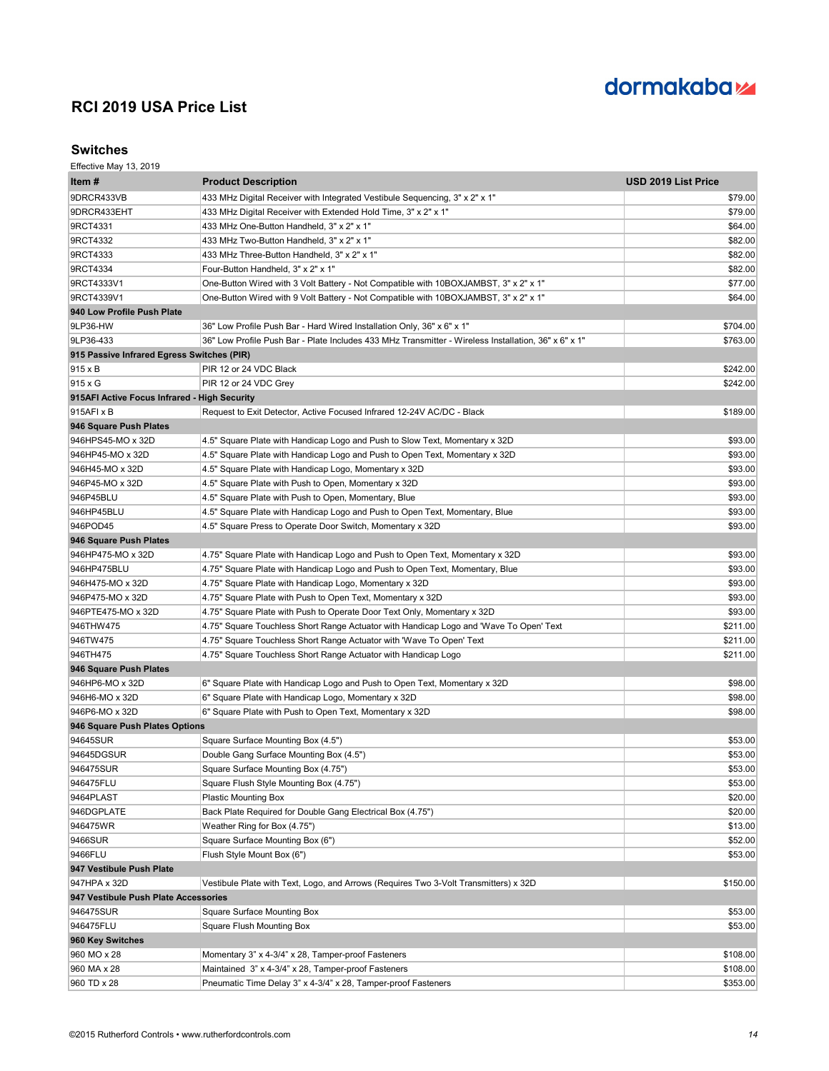dormakaba

# RCI 2019 USA Price List

## Switches

Effective May 13, 2019

| Item # | Product Description | USD 2019 List Price |
|---|---|---|
| 9DRCR433VB | 433 MHz Digital Receiver with Integrated Vestibule Sequencing, 3" x 2" x 1" | $79.00 |
| 9DRCR433EHT | 433 MHz Digital Receiver with Extended Hold Time, 3" x 2" x 1" | $79.00 |
| 9RCT4331 | 433 MHz One-Button Handheld, 3" x 2" x 1" | $64.00 |
| 9RCT4332 | 433 MHz Two-Button Handheld, 3" x 2" x 1" | $82.00 |
| 9RCT4333 | 433 MHz Three-Button Handheld, 3" x 2" x 1" | $82.00 |
| 9RCT4334 | Four-Button Handheld, 3" x 2" x 1" | $82.00 |
| 9RCT4333V1 | One-Button Wired with 3 Volt Battery - Not Compatible with 10BOXJAMBST, 3" x 2" x 1" | $77.00 |
| 9RCT4339V1 | One-Button Wired with 9 Volt Battery - Not Compatible with 10BOXJAMBST, 3" x 2" x 1" | $64.00 |
| **940 Low Profile Push Plate** | | |
| 9LP36-HW | 36" Low Profile Push Bar - Hard Wired Installation Only, 36" x 6" x 1" | $704.00 |
| 9LP36-433 | 36" Low Profile Push Bar - Plate Includes 433 MHz Transmitter - Wireless Installation, 36" x 6" x 1" | $763.00 |
| **915 Passive Infrared Egress Switches (PIR)** | | |
| 915 x B | PIR 12 or 24 VDC Black | $242.00 |
| 915 x G | PIR 12 or 24 VDC Grey | $242.00 |
| **915AFI Active Focus Infrared - High Security** | | |
| 915AFI x B | Request to Exit Detector, Active Focused Infrared 12-24V AC/DC - Black | $189.00 |
| **946 Square Push Plates** | | |
| 946HPS45-MO x 32D | 4.5" Square Plate with Handicap Logo and Push to Slow Text, Momentary x 32D | $93.00 |
| 946HP45-MO x 32D | 4.5" Square Plate with Handicap Logo and Push to Open Text, Momentary x 32D | $93.00 |
| 946H45-MO x 32D | 4.5" Square Plate with Handicap Logo, Momentary x 32D | $93.00 |
| 946P45-MO x 32D | 4.5" Square Plate with Push to Open, Momentary x 32D | $93.00 |
| 946P45BLU | 4.5" Square Plate with Push to Open, Momentary, Blue | $93.00 |
| 946HP45BLU | 4.5" Square Plate with Handicap Logo and Push to Open Text, Momentary, Blue | $93.00 |
| 946POD45 | 4.5" Square Press to Operate Door Switch, Momentary x 32D | $93.00 |
| **946 Square Push Plates** | | |
| 946HP475-MO x 32D | 4.75" Square Plate with Handicap Logo and Push to Open Text, Momentary x 32D | $93.00 |
| 946HP475BLU | 4.75" Square Plate with Handicap Logo and Push to Open Text, Momentary, Blue | $93.00 |
| 946H475-MO x 32D | 4.75" Square Plate with Handicap Logo, Momentary x 32D | $93.00 |
| 946P475-MO x 32D | 4.75" Square Plate with Push to Open Text, Momentary x 32D | $93.00 |
| 946PTE475-MO x 32D | 4.75" Square Plate with Push to Operate Door Text Only, Momentary x 32D | $93.00 |
| 946THW475 | 4.75" Square Touchless Short Range Actuator with Handicap Logo and 'Wave To Open' Text | $211.00 |
| 946TW475 | 4.75" Square Touchless Short Range Actuator with 'Wave To Open' Text | $211.00 |
| 946TH475 | 4.75" Square Touchless Short Range Actuator with Handicap Logo | $211.00 |
| **946 Square Push Plates** | | |
| 946HP6-MO x 32D | 6" Square Plate with Handicap Logo and Push to Open Text, Momentary x 32D | $98.00 |
| 946H6-MO x 32D | 6" Square Plate with Handicap Logo, Momentary x 32D | $98.00 |
| 946P6-MO x 32D | 6" Square Plate with Push to Open Text, Momentary x 32D | $98.00 |
| **946 Square Push Plates Options** | | |
| 94645SUR | Square Surface Mounting Box (4.5") | $53.00 |
| 94645DGSUR | Double Gang Surface Mounting Box (4.5") | $53.00 |
| 946475SUR | Square Surface Mounting Box (4.75") | $53.00 |
| 946475FLU | Square Flush Style Mounting Box (4.75") | $53.00 |
| 9464PLAST | Plastic Mounting Box | $20.00 |
| 946DGPLATE | Back Plate Required for Double Gang Electrical Box (4.75") | $20.00 |
| 946475WR | Weather Ring for Box (4.75") | $13.00 |
| 9466SUR | Square Surface Mounting Box (6") | $52.00 |
| 9466FLU | Flush Style Mount Box (6") | $53.00 |
| **947 Vestibule Push Plate** | | |
| 947HPA x 32D | Vestibule Plate with Text, Logo, and Arrows (Requires Two 3-Volt Transmitters) x 32D | $150.00 |
| **947 Vestibule Push Plate Accessories** | | |
| 946475SUR | Square Surface Mounting Box | $53.00 |
| 946475FLU | Square Flush Mounting Box | $53.00 |
| **960 Key Switches** | | |
| 960 MO x 28 | Momentary 3" x 4-3/4" x 28, Tamper-proof Fasteners | $108.00 |
| 960 MA x 28 | Maintained 3" x 4-3/4" x 28, Tamper-proof Fasteners | $108.00 |
| 960 TD x 28 | Pneumatic Time Delay 3" x 4-3/4" x 28, Tamper-proof Fasteners | $353.00 |

©2015 Rutherford Controls • www.rutherfordcontrols.com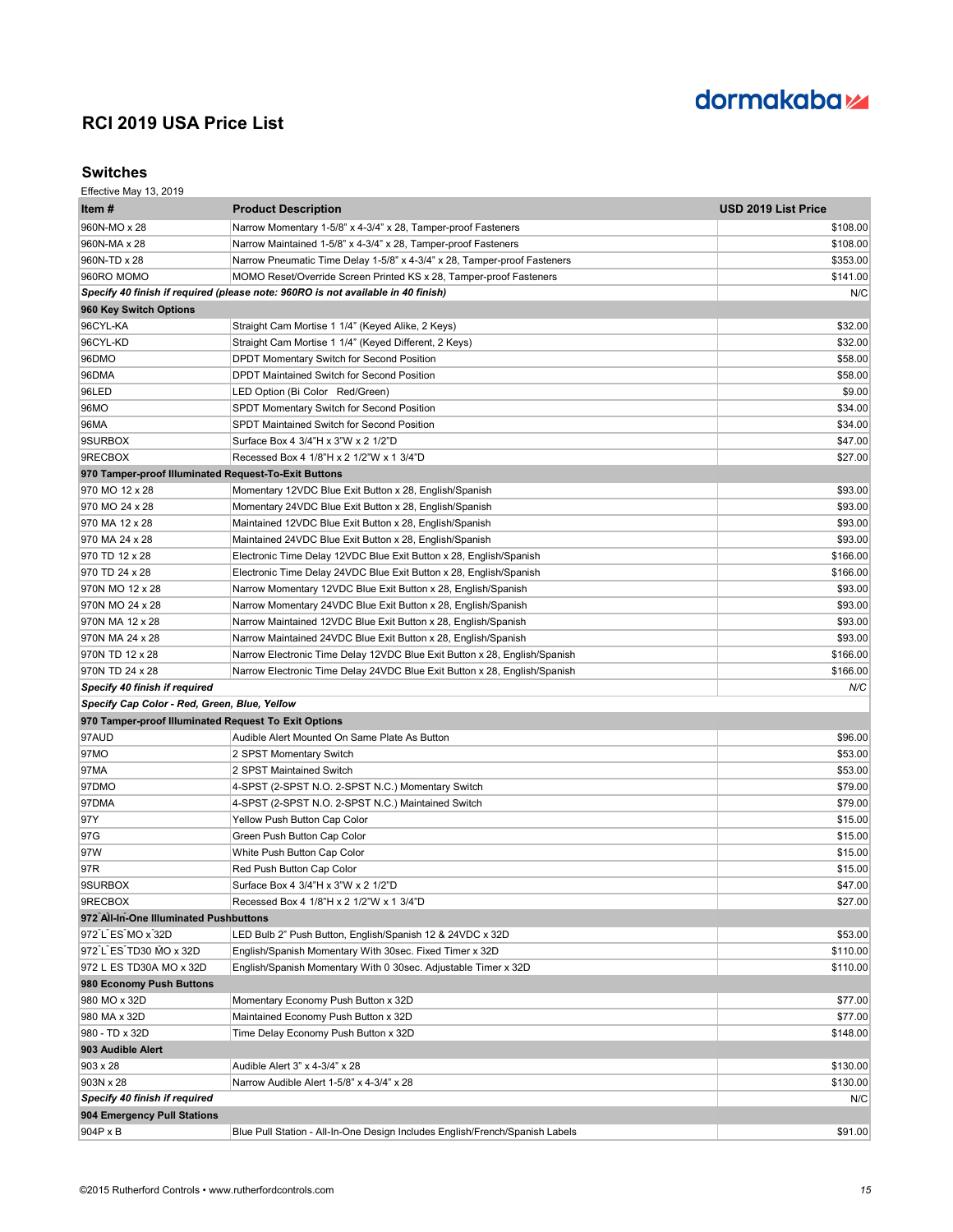dormakaba

# RCI 2019 USA Price List

## Switches

Effective May 13, 2019

| Item # | Product Description | USD 2019 List Price |
|---|---|---|
| 960N-MO x 28 | Narrow Momentary 1-5/8" x 4-3/4" x 28, Tamper-proof Fasteners | $108.00 |
| 960N-MA x 28 | Narrow Maintained 1-5/8" x 4-3/4" x 28, Tamper-proof Fasteners | $108.00 |
| 960N-TD x 28 | Narrow Pneumatic Time Delay 1-5/8" x 4-3/4" x 28, Tamper-proof Fasteners | $353.00 |
| 960RO MOMO | MOMO Reset/Override Screen Printed KS x 28, Tamper-proof Fasteners | $141.00 |
| ***Specify 40 finish if required (please note: 960RO is not available in 40 finish)*** | | N/C |
| **960 Key Switch Options** | | |
| 96CYL-KA | Straight Cam Mortise 1 1/4" (Keyed Alike, 2 Keys) | $32.00 |
| 96CYL-KD | Straight Cam Mortise 1 1/4" (Keyed Different, 2 Keys) | $32.00 |
| 96DMO | DPDT Momentary Switch for Second Position | $58.00 |
| 96DMA | DPDT Maintained Switch for Second Position | $58.00 |
| 96LED | LED Option (Bi Color Red/Green) | $9.00 |
| 96MO | SPDT Momentary Switch for Second Position | $34.00 |
| 96MA | SPDT Maintained Switch for Second Position | $34.00 |
| 9SURBOX | Surface Box 4 3/4"H x 3"W x 2 1/2"D | $47.00 |
| 9RECBOX | Recessed Box 4 1/8"H x 2 1/2"W x 1 3/4"D | $27.00 |
| **970 Tamper-proof Illuminated Request-To-Exit Buttons** | | |
| 970 MO 12 x 28 | Momentary 12VDC Blue Exit Button x 28, English/Spanish | $93.00 |
| 970 MO 24 x 28 | Momentary 24VDC Blue Exit Button x 28, English/Spanish | $93.00 |
| 970 MA 12 x 28 | Maintained 12VDC Blue Exit Button x 28, English/Spanish | $93.00 |
| 970 MA 24 x 28 | Maintained 24VDC Blue Exit Button x 28, English/Spanish | $93.00 |
| 970 TD 12 x 28 | Electronic Time Delay 12VDC Blue Exit Button x 28, English/Spanish | $166.00 |
| 970 TD 24 x 28 | Electronic Time Delay 24VDC Blue Exit Button x 28, English/Spanish | $166.00 |
| 970N MO 12 x 28 | Narrow Momentary 12VDC Blue Exit Button x 28, English/Spanish | $93.00 |
| 970N MO 24 x 28 | Narrow Momentary 24VDC Blue Exit Button x 28, English/Spanish | $93.00 |
| 970N MA 12 x 28 | Narrow Maintained 12VDC Blue Exit Button x 28, English/Spanish | $93.00 |
| 970N MA 24 x 28 | Narrow Maintained 24VDC Blue Exit Button x 28, English/Spanish | $93.00 |
| 970N TD 12 x 28 | Narrow Electronic Time Delay 12VDC Blue Exit Button x 28, English/Spanish | $166.00 |
| 970N TD 24 x 28 | Narrow Electronic Time Delay 24VDC Blue Exit Button x 28, English/Spanish | $166.00 |
| ***Specify 40 finish if required*** | | *N/C* |
| ***Specify Cap Color - Red, Green, Blue, Yellow*** | | |
| **970 Tamper-proof Illuminated Request To Exit Options** | | |
| 97AUD | Audible Alert Mounted On Same Plate As Button | $96.00 |
| 97MO | 2 SPST Momentary Switch | $53.00 |
| 97MA | 2 SPST Maintained Switch | $53.00 |
| 97DMO | 4-SPST (2-SPST N.O. 2-SPST N.C.) Momentary Switch | $79.00 |
| 97DMA | 4-SPST (2-SPST N.O. 2-SPST N.C.) Maintained Switch | $79.00 |
| 97Y | Yellow Push Button Cap Color | $15.00 |
| 97G | Green Push Button Cap Color | $15.00 |
| 97W | White Push Button Cap Color | $15.00 |
| 97R | Red Push Button Cap Color | $15.00 |
| 9SURBOX | Surface Box 4 3/4"H x 3"W x 2 1/2"D | $47.00 |
| 9RECBOX | Recessed Box 4 1/8"H x 2 1/2"W x 1 3/4"D | $27.00 |
| **972 All-In-One Illuminated Pushbuttons** | | |
| 972 L ES MO x 32D | LED Bulb 2" Push Button, English/Spanish 12 & 24VDC x 32D | $53.00 |
| 972 L ES TD30 MO x 32D | English/Spanish Momentary With 30sec. Fixed Timer x 32D | $110.00 |
| 972 L ES TD30A MO x 32D | English/Spanish Momentary With 0 30sec. Adjustable Timer x 32D | $110.00 |
| **980 Economy Push Buttons** | | |
| 980 MO x 32D | Momentary Economy Push Button x 32D | $77.00 |
| 980 MA x 32D | Maintained Economy Push Button x 32D | $77.00 |
| 980 - TD x 32D | Time Delay Economy Push Button x 32D | $148.00 |
| **903 Audible Alert** | | |
| 903 x 28 | Audible Alert 3" x 4-3/4" x 28 | $130.00 |
| 903N x 28 | Narrow Audible Alert 1-5/8" x 4-3/4" x 28 | $130.00 |
| ***Specify 40 finish if required*** | | N/C |
| **904 Emergency Pull Stations** | | |
| 904P x B | Blue Pull Station - All-In-One Design Includes English/French/Spanish Labels | $91.00 |

©2015 Rutherford Controls • www.rutherfordcontrols.com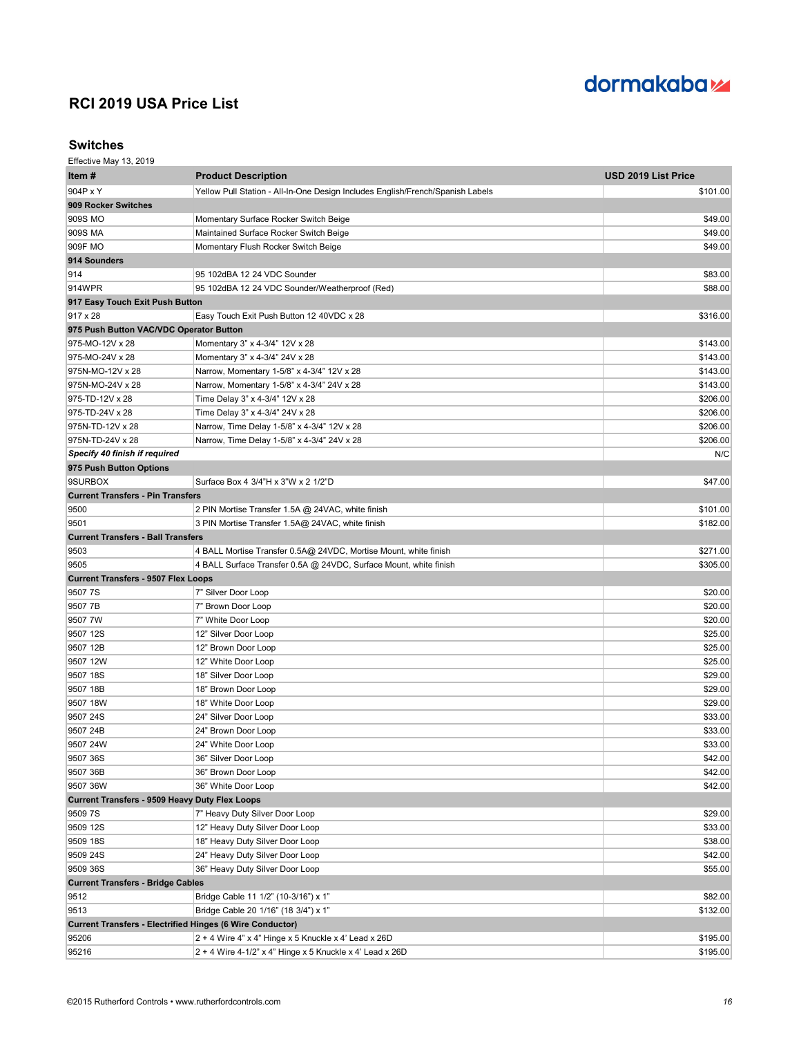# RCI 2019 USA Price List

## Switches

Effective May 13, 2019

| Item # | Product Description | USD 2019 List Price |
|---|---|---|
| 904P x Y | Yellow Pull Station - All-In-One Design Includes English/French/Spanish Labels | $101.00 |
| **909 Rocker Switches** | | |
| 909S MO | Momentary Surface Rocker Switch Beige | $49.00 |
| 909S MA | Maintained Surface Rocker Switch Beige | $49.00 |
| 909F MO | Momentary Flush Rocker Switch Beige | $49.00 |
| **914 Sounders** | | |
| 914 | 95 102dBA 12 24 VDC Sounder | $83.00 |
| 914WPR | 95 102dBA 12 24 VDC Sounder/Weatherproof (Red) | $88.00 |
| **917 Easy Touch Exit Push Button** | | |
| 917 x 28 | Easy Touch Exit Push Button 12 40VDC x 28 | $316.00 |
| **975 Push Button VAC/VDC Operator Button** | | |
| 975-MO-12V x 28 | Momentary 3" x 4-3/4" 12V x 28 | $143.00 |
| 975-MO-24V x 28 | Momentary 3" x 4-3/4" 24V x 28 | $143.00 |
| 975N-MO-12V x 28 | Narrow, Momentary 1-5/8" x 4-3/4" 12V x 28 | $143.00 |
| 975N-MO-24V x 28 | Narrow, Momentary 1-5/8" x 4-3/4" 24V x 28 | $143.00 |
| 975-TD-12V x 28 | Time Delay 3" x 4-3/4" 12V x 28 | $206.00 |
| 975-TD-24V x 28 | Time Delay 3" x 4-3/4" 24V x 28 | $206.00 |
| 975N-TD-12V x 28 | Narrow, Time Delay 1-5/8" x 4-3/4" 12V x 28 | $206.00 |
| 975N-TD-24V x 28 | Narrow, Time Delay 1-5/8" x 4-3/4" 24V x 28 | $206.00 |
| ***Specify 40 finish if required*** | | N/C |
| **975 Push Button Options** | | |
| 9SURBOX | Surface Box 4 3/4"H x 3"W x 2 1/2"D | $47.00 |
| **Current Transfers - Pin Transfers** | | |
| 9500 | 2 PIN Mortise Transfer 1.5A @ 24VAC, white finish | $101.00 |
| 9501 | 3 PIN Mortise Transfer 1.5A@ 24VAC, white finish | $182.00 |
| **Current Transfers - Ball Transfers** | | |
| 9503 | 4 BALL Mortise Transfer 0.5A@ 24VDC, Mortise Mount, white finish | $271.00 |
| 9505 | 4 BALL Surface Transfer 0.5A @ 24VDC, Surface Mount, white finish | $305.00 |
| **Current Transfers - 9507 Flex Loops** | | |
| 9507 7S | 7" Silver Door Loop | $20.00 |
| 9507 7B | 7" Brown Door Loop | $20.00 |
| 9507 7W | 7" White Door Loop | $20.00 |
| 9507 12S | 12" Silver Door Loop | $25.00 |
| 9507 12B | 12" Brown Door Loop | $25.00 |
| 9507 12W | 12" White Door Loop | $25.00 |
| 9507 18S | 18" Silver Door Loop | $29.00 |
| 9507 18B | 18" Brown Door Loop | $29.00 |
| 9507 18W | 18" White Door Loop | $29.00 |
| 9507 24S | 24" Silver Door Loop | $33.00 |
| 9507 24B | 24" Brown Door Loop | $33.00 |
| 9507 24W | 24" White Door Loop | $33.00 |
| 9507 36S | 36" Silver Door Loop | $42.00 |
| 9507 36B | 36" Brown Door Loop | $42.00 |
| 9507 36W | 36" White Door Loop | $42.00 |
| **Current Transfers - 9509 Heavy Duty Flex Loops** | | |
| 9509 7S | 7" Heavy Duty Silver Door Loop | $29.00 |
| 9509 12S | 12" Heavy Duty Silver Door Loop | $33.00 |
| 9509 18S | 18" Heavy Duty Silver Door Loop | $38.00 |
| 9509 24S | 24" Heavy Duty Silver Door Loop | $42.00 |
| 9509 36S | 36" Heavy Duty Silver Door Loop | $55.00 |
| **Current Transfers - Bridge Cables** | | |
| 9512 | Bridge Cable 11 1/2" (10-3/16") x 1" | $82.00 |
| 9513 | Bridge Cable 20 1/16" (18 3/4") x 1" | $132.00 |
| **Current Transfers - Electrified Hinges (6 Wire Conductor)** | | |
| 95206 | 2 + 4 Wire 4" x 4" Hinge x 5 Knuckle x 4' Lead x 26D | $195.00 |
| 95216 | 2 + 4 Wire 4-1/2" x 4" Hinge x 5 Knuckle x 4' Lead x 26D | $195.00 |

©2015 Rutherford Controls • www.rutherfordcontrols.com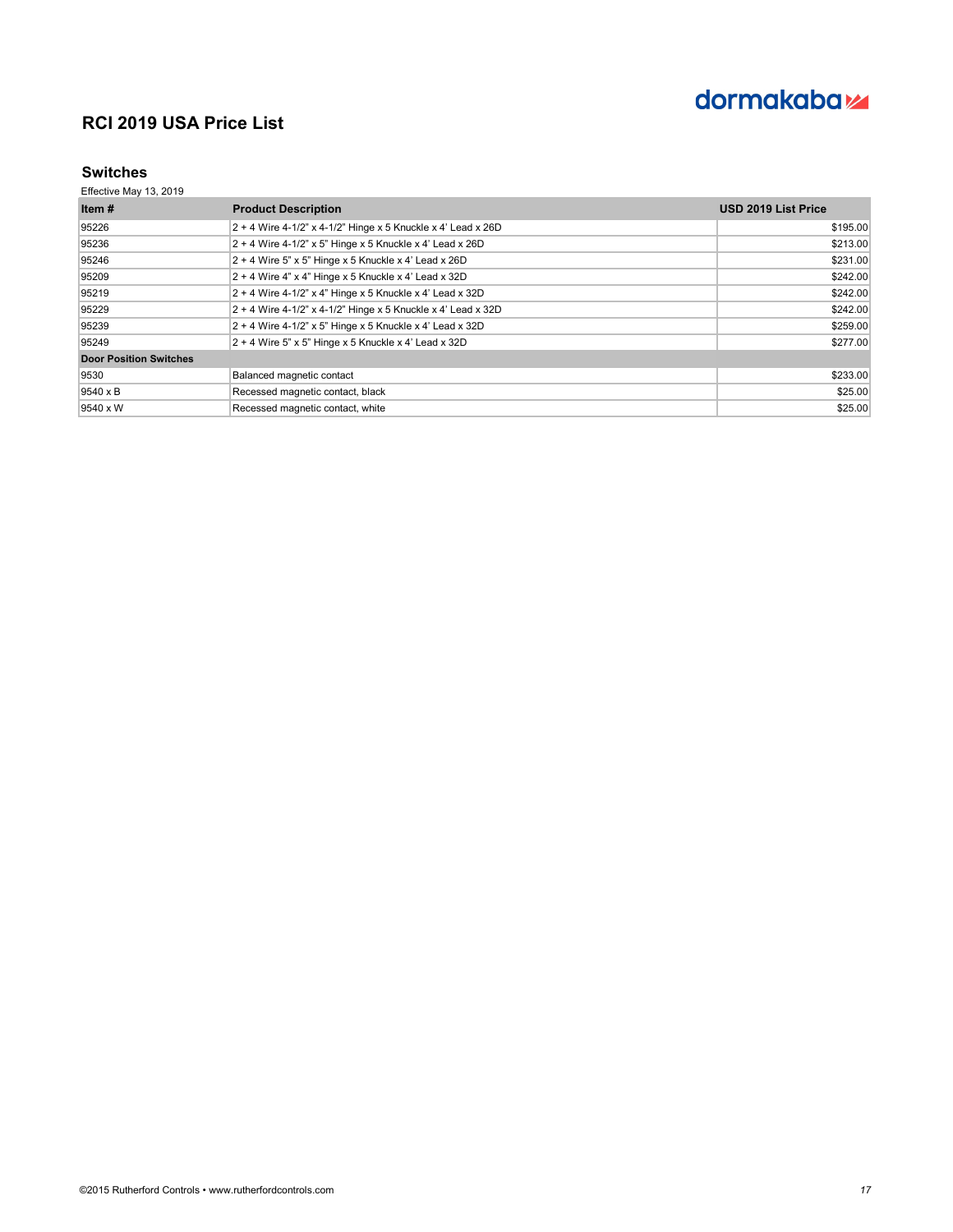dormakaba

# RCI 2019 USA Price List

## Switches

Effective May 13, 2019

| Item # | Product Description | USD 2019 List Price |
|---|---|---|
| 95226 | 2 + 4 Wire 4-1/2" x 4-1/2" Hinge x 5 Knuckle x 4' Lead x 26D | $195.00 |
| 95236 | 2 + 4 Wire 4-1/2" x 5" Hinge x 5 Knuckle x 4' Lead x 26D | $213.00 |
| 95246 | 2 + 4 Wire 5" x 5" Hinge x 5 Knuckle x 4' Lead x 26D | $231.00 |
| 95209 | 2 + 4 Wire 4" x 4" Hinge x 5 Knuckle x 4' Lead x 32D | $242.00 |
| 95219 | 2 + 4 Wire 4-1/2" x 4" Hinge x 5 Knuckle x 4' Lead x 32D | $242.00 |
| 95229 | 2 + 4 Wire 4-1/2" x 4-1/2" Hinge x 5 Knuckle x 4' Lead x 32D | $242.00 |
| 95239 | 2 + 4 Wire 4-1/2" x 5" Hinge x 5 Knuckle x 4' Lead x 32D | $259.00 |
| 95249 | 2 + 4 Wire 5" x 5" Hinge x 5 Knuckle x 4' Lead x 32D | $277.00 |
| **Door Position Switches** | | |
| 9530 | Balanced magnetic contact | $233.00 |
| 9540 x B | Recessed magnetic contact, black | $25.00 |
| 9540 x W | Recessed magnetic contact, white | $25.00 |

©2015 Rutherford Controls • www.rutherfordcontrols.com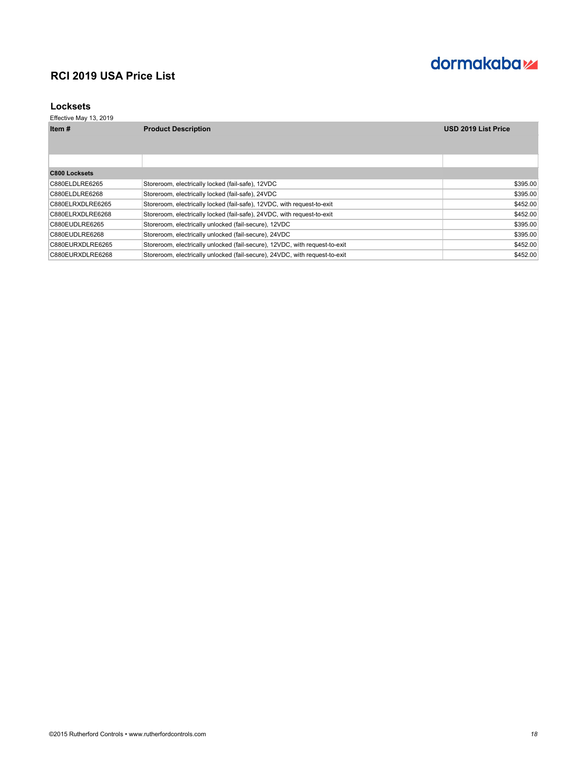# RCI 2019 USA Price List

## Locksets

Effective May 13, 2019

| Item # | Product Description | USD 2019 List Price |
|---|---|---|
| | | |
| **C800 Locksets** | | |
| C880ELDLRE6265 | Storeroom, electrically locked (fail-safe), 12VDC | $395.00 |
| C880ELDLRE6268 | Storeroom, electrically locked (fail-safe), 24VDC | $395.00 |
| C880ELRXDLRE6265 | Storeroom, electrically locked (fail-safe), 12VDC, with request-to-exit | $452.00 |
| C880ELRXDLRE6268 | Storeroom, electrically locked (fail-safe), 24VDC, with request-to-exit | $452.00 |
| C880EUDLRE6265 | Storeroom, electrically unlocked (fail-secure), 12VDC | $395.00 |
| C880EUDLRE6268 | Storeroom, electrically unlocked (fail-secure), 24VDC | $395.00 |
| C880EURXDLRE6265 | Storeroom, electrically unlocked (fail-secure), 12VDC, with request-to-exit | $452.00 |
| C880EURXDLRE6268 | Storeroom, electrically unlocked (fail-secure), 24VDC, with request-to-exit | $452.00 |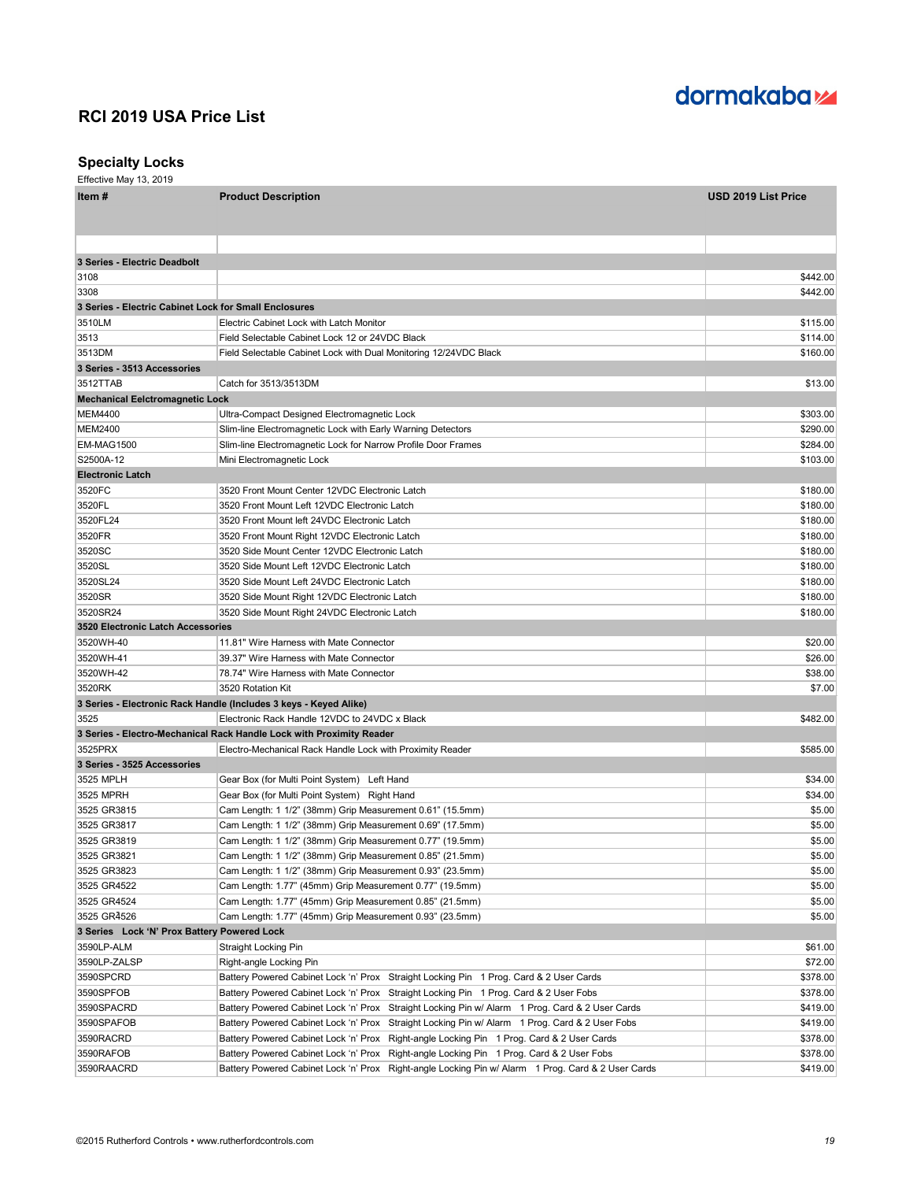# RCI 2019 USA Price List

## Specialty Locks

Effective May 13, 2019

| Item # | Product Description | USD 2019 List Price |
|---|---|---|
| | | |
| **3 Series - Electric Deadbolt** | | |
| 3108 | | $442.00 |
| 3308 | | $442.00 |
| **3 Series - Electric Cabinet Lock for Small Enclosures** | | |
| 3510LM | Electric Cabinet Lock with Latch Monitor | $115.00 |
| 3513 | Field Selectable Cabinet Lock 12 or 24VDC Black | $114.00 |
| 3513DM | Field Selectable Cabinet Lock with Dual Monitoring 12/24VDC Black | $160.00 |
| **3 Series - 3513 Accessories** | | |
| 3512TTAB | Catch for 3513/3513DM | $13.00 |
| **Mechanical Eelctromagnetic Lock** | | |
| MEM4400 | Ultra-Compact Designed Electromagnetic Lock | $303.00 |
| MEM2400 | Slim-line Electromagnetic Lock with Early Warning Detectors | $290.00 |
| EM-MAG1500 | Slim-line Electromagnetic Lock for Narrow Profile Door Frames | $284.00 |
| S2500A-12 | Mini Electromagnetic Lock | $103.00 |
| **Electronic Latch** | | |
| 3520FC | 3520 Front Mount Center 12VDC Electronic Latch | $180.00 |
| 3520FL | 3520 Front Mount Left 12VDC Electronic Latch | $180.00 |
| 3520FL24 | 3520 Front Mount left 24VDC Electronic Latch | $180.00 |
| 3520FR | 3520 Front Mount Right 12VDC Electronic Latch | $180.00 |
| 3520SC | 3520 Side Mount Center 12VDC Electronic Latch | $180.00 |
| 3520SL | 3520 Side Mount Left 12VDC Electronic Latch | $180.00 |
| 3520SL24 | 3520 Side Mount Left 24VDC Electronic Latch | $180.00 |
| 3520SR | 3520 Side Mount Right 12VDC Electronic Latch | $180.00 |
| 3520SR24 | 3520 Side Mount Right 24VDC Electronic Latch | $180.00 |
| **3520 Electronic Latch Accessories** | | |
| 3520WH-40 | 11.81" Wire Harness with Mate Connector | $20.00 |
| 3520WH-41 | 39.37" Wire Harness with Mate Connector | $26.00 |
| 3520WH-42 | 78.74" Wire Harness with Mate Connector | $38.00 |
| 3520RK | 3520 Rotation Kit | $7.00 |
| **3 Series - Electronic Rack Handle (Includes 3 keys - Keyed Alike)** | | |
| 3525 | Electronic Rack Handle 12VDC to 24VDC x Black | $482.00 |
| **3 Series - Electro-Mechanical Rack Handle Lock with Proximity Reader** | | |
| 3525PRX | Electro-Mechanical Rack Handle Lock with Proximity Reader | $585.00 |
| **3 Series - 3525 Accessories** | | |
| 3525 MPLH | Gear Box (for Multi Point System) Left Hand | $34.00 |
| 3525 MPRH | Gear Box (for Multi Point System) Right Hand | $34.00 |
| 3525 GR3815 | Cam Length: 1 1/2" (38mm) Grip Measurement 0.61" (15.5mm) | $5.00 |
| 3525 GR3817 | Cam Length: 1 1/2" (38mm) Grip Measurement 0.69" (17.5mm) | $5.00 |
| 3525 GR3819 | Cam Length: 1 1/2" (38mm) Grip Measurement 0.77" (19.5mm) | $5.00 |
| 3525 GR3821 | Cam Length: 1 1/2" (38mm) Grip Measurement 0.85" (21.5mm) | $5.00 |
| 3525 GR3823 | Cam Length: 1 1/2" (38mm) Grip Measurement 0.93" (23.5mm) | $5.00 |
| 3525 GR4522 | Cam Length: 1.77" (45mm) Grip Measurement 0.77" (19.5mm) | $5.00 |
| 3525 GR4524 | Cam Length: 1.77" (45mm) Grip Measurement 0.85" (21.5mm) | $5.00 |
| 3525 GR4526 | Cam Length: 1.77" (45mm) Grip Measurement 0.93" (23.5mm) | $5.00 |
| **3 Series Lock 'N' Prox Battery Powered Lock** | | |
| 3590LP-ALM | Straight Locking Pin | $61.00 |
| 3590LP-ZALSP | Right-angle Locking Pin | $72.00 |
| 3590SPCRD | Battery Powered Cabinet Lock 'n' Prox Straight Locking Pin 1 Prog. Card & 2 User Cards | $378.00 |
| 3590SPFOB | Battery Powered Cabinet Lock 'n' Prox Straight Locking Pin 1 Prog. Card & 2 User Fobs | $378.00 |
| 3590SPACRD | Battery Powered Cabinet Lock 'n' Prox Straight Locking Pin w/ Alarm 1 Prog. Card & 2 User Cards | $419.00 |
| 3590SPAFOB | Battery Powered Cabinet Lock 'n' Prox Straight Locking Pin w/ Alarm 1 Prog. Card & 2 User Fobs | $419.00 |
| 3590RACRD | Battery Powered Cabinet Lock 'n' Prox Right-angle Locking Pin 1 Prog. Card & 2 User Cards | $378.00 |
| 3590RAFOB | Battery Powered Cabinet Lock 'n' Prox Right-angle Locking Pin 1 Prog. Card & 2 User Fobs | $378.00 |
| 3590RAACRD | Battery Powered Cabinet Lock 'n' Prox Right-angle Locking Pin w/ Alarm 1 Prog. Card & 2 User Cards | $419.00 |

©2015 Rutherford Controls • www.rutherfordcontrols.com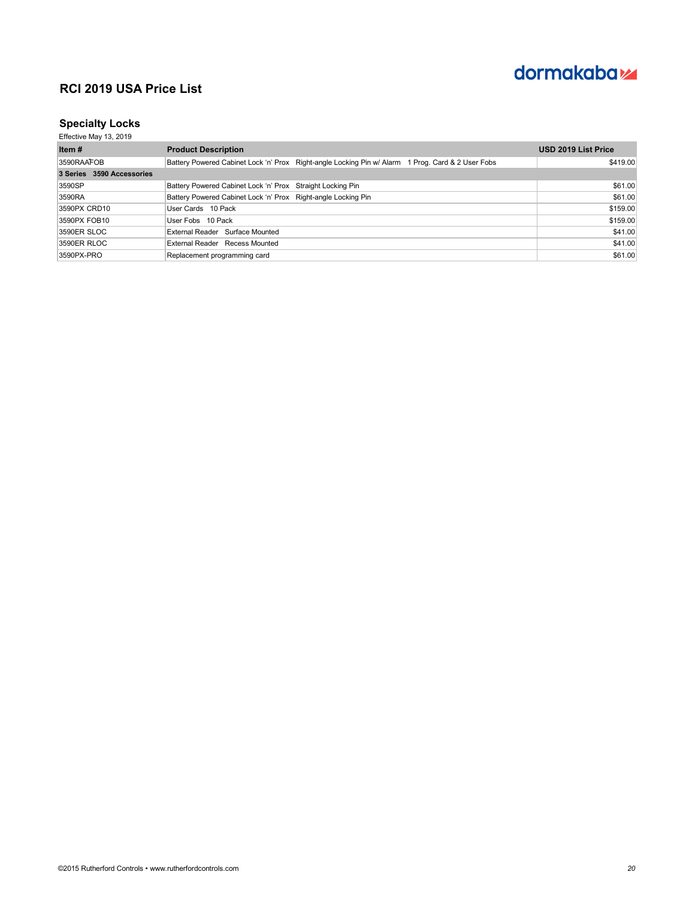# RCI 2019 USA Price List

## Specialty Locks

Effective May 13, 2019

| Item # | Product Description | USD 2019 List Price |
|---|---|---|
| 3590RAAFOB | Battery Powered Cabinet Lock 'n' Prox Right-angle Locking Pin w/ Alarm 1 Prog. Card & 2 User Fobs | $419.00 |
| **3 Series 3590 Accessories** | | |
| 3590SP | Battery Powered Cabinet Lock 'n' Prox Straight Locking Pin | $61.00 |
| 3590RA | Battery Powered Cabinet Lock 'n' Prox Right-angle Locking Pin | $61.00 |
| 3590PX CRD10 | User Cards 10 Pack | $159.00 |
| 3590PX FOB10 | User Fobs 10 Pack | $159.00 |
| 3590ER SLOC | External Reader Surface Mounted | $41.00 |
| 3590ER RLOC | External Reader Recess Mounted | $41.00 |
| 3590PX-PRO | Replacement programming card | $61.00 |

©2015 Rutherford Controls • www.rutherfordcontrols.com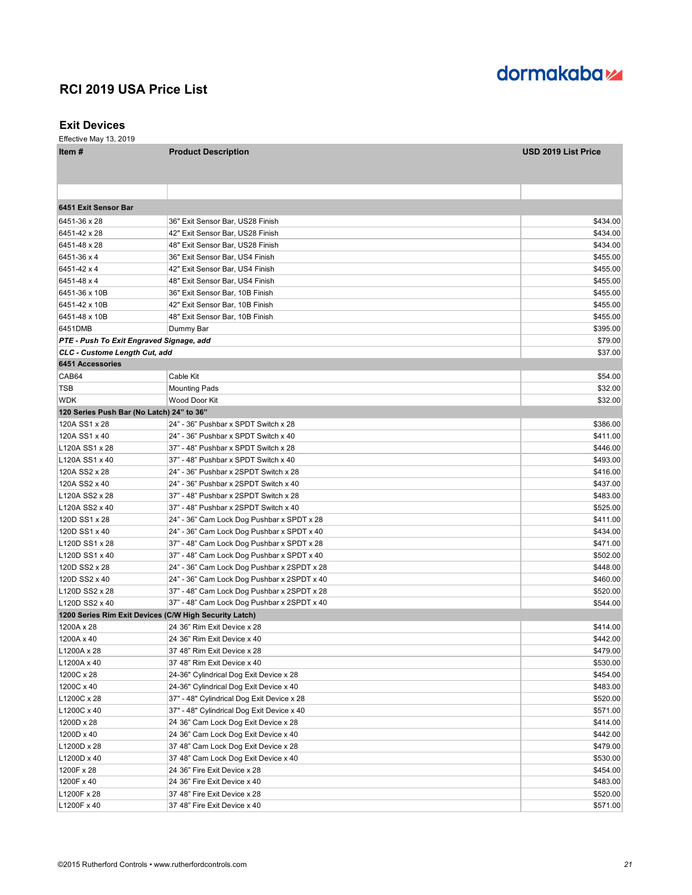dormakaba

# RCI 2019 USA Price List

## Exit Devices

Effective May 13, 2019

| Item # | Product Description | USD 2019 List Price |
|---|---|---|
| | | |
| **6451 Exit Sensor Bar** | | |
| 6451-36 x 28 | 36" Exit Sensor Bar, US28 Finish | $434.00 |
| 6451-42 x 28 | 42" Exit Sensor Bar, US28 Finish | $434.00 |
| 6451-48 x 28 | 48" Exit Sensor Bar, US28 Finish | $434.00 |
| 6451-36 x 4 | 36" Exit Sensor Bar, US4 Finish | $455.00 |
| 6451-42 x 4 | 42" Exit Sensor Bar, US4 Finish | $455.00 |
| 6451-48 x 4 | 48" Exit Sensor Bar, US4 Finish | $455.00 |
| 6451-36 x 10B | 36" Exit Sensor Bar, 10B Finish | $455.00 |
| 6451-42 x 10B | 42" Exit Sensor Bar, 10B Finish | $455.00 |
| 6451-48 x 10B | 48" Exit Sensor Bar, 10B Finish | $455.00 |
| 6451DMB | Dummy Bar | $395.00 |
| ***PTE - Push To Exit Engraved Signage, add*** | | $79.00 |
| ***CLC - Custome Length Cut, add*** | | $37.00 |
| **6451 Accessories** | | |
| CAB64 | Cable Kit | $54.00 |
| TSB | Mounting Pads | $32.00 |
| WDK | Wood Door Kit | $32.00 |
| **120 Series Push Bar (No Latch) 24" to 36"** | | |
| 120A SS1 x 28 | 24" - 36" Pushbar x SPDT Switch x 28 | $386.00 |
| 120A SS1 x 40 | 24" - 36" Pushbar x SPDT Switch x 40 | $411.00 |
| L120A SS1 x 28 | 37" - 48" Pushbar x SPDT Switch x 28 | $446.00 |
| L120A SS1 x 40 | 37" - 48" Pushbar x SPDT Switch x 40 | $493.00 |
| 120A SS2 x 28 | 24" - 36" Pushbar x 2SPDT Switch x 28 | $416.00 |
| 120A SS2 x 40 | 24" - 36" Pushbar x 2SPDT Switch x 40 | $437.00 |
| L120A SS2 x 28 | 37" - 48" Pushbar x 2SPDT Switch x 28 | $483.00 |
| L120A SS2 x 40 | 37" - 48" Pushbar x 2SPDT Switch x 40 | $525.00 |
| 120D SS1 x 28 | 24" - 36" Cam Lock Dog Pushbar x SPDT x 28 | $411.00 |
| 120D SS1 x 40 | 24" - 36" Cam Lock Dog Pushbar x SPDT x 40 | $434.00 |
| L120D SS1 x 28 | 37" - 48" Cam Lock Dog Pushbar x SPDT x 28 | $471.00 |
| L120D SS1 x 40 | 37" - 48" Cam Lock Dog Pushbar x SPDT x 40 | $502.00 |
| 120D SS2 x 28 | 24" - 36" Cam Lock Dog Pushbar x 2SPDT x 28 | $448.00 |
| 120D SS2 x 40 | 24" - 36" Cam Lock Dog Pushbar x 2SPDT x 40 | $460.00 |
| L120D SS2 x 28 | 37" - 48" Cam Lock Dog Pushbar x 2SPDT x 28 | $520.00 |
| L120D SS2 x 40 | 37" - 48" Cam Lock Dog Pushbar x 2SPDT x 40 | $544.00 |
| **1200 Series Rim Exit Devices (C/W High Security Latch)** | | |
| 1200A x 28 | 24 36" Rim Exit Device x 28 | $414.00 |
| 1200A x 40 | 24 36" Rim Exit Device x 40 | $442.00 |
| L1200A x 28 | 37 48" Rim Exit Device x 28 | $479.00 |
| L1200A x 40 | 37 48" Rim Exit Device x 40 | $530.00 |
| 1200C x 28 | 24-36" Cylindrical Dog Exit Device x 28 | $454.00 |
| 1200C x 40 | 24-36" Cylindrical Dog Exit Device x 40 | $483.00 |
| L1200C x 28 | 37" - 48" Cylindrical Dog Exit Device x 28 | $520.00 |
| L1200C x 40 | 37" - 48" Cylindrical Dog Exit Device x 40 | $571.00 |
| 1200D x 28 | 24 36" Cam Lock Dog Exit Device x 28 | $414.00 |
| 1200D x 40 | 24 36" Cam Lock Dog Exit Device x 40 | $442.00 |
| L1200D x 28 | 37 48" Cam Lock Dog Exit Device x 28 | $479.00 |
| L1200D x 40 | 37 48" Cam Lock Dog Exit Device x 40 | $530.00 |
| 1200F x 28 | 24 36" Fire Exit Device x 28 | $454.00 |
| 1200F x 40 | 24 36" Fire Exit Device x 40 | $483.00 |
| L1200F x 28 | 37 48" Fire Exit Device x 28 | $520.00 |
| L1200F x 40 | 37 48" Fire Exit Device x 40 | $571.00 |

©2015 Rutherford Controls • www.rutherfordcontrols.com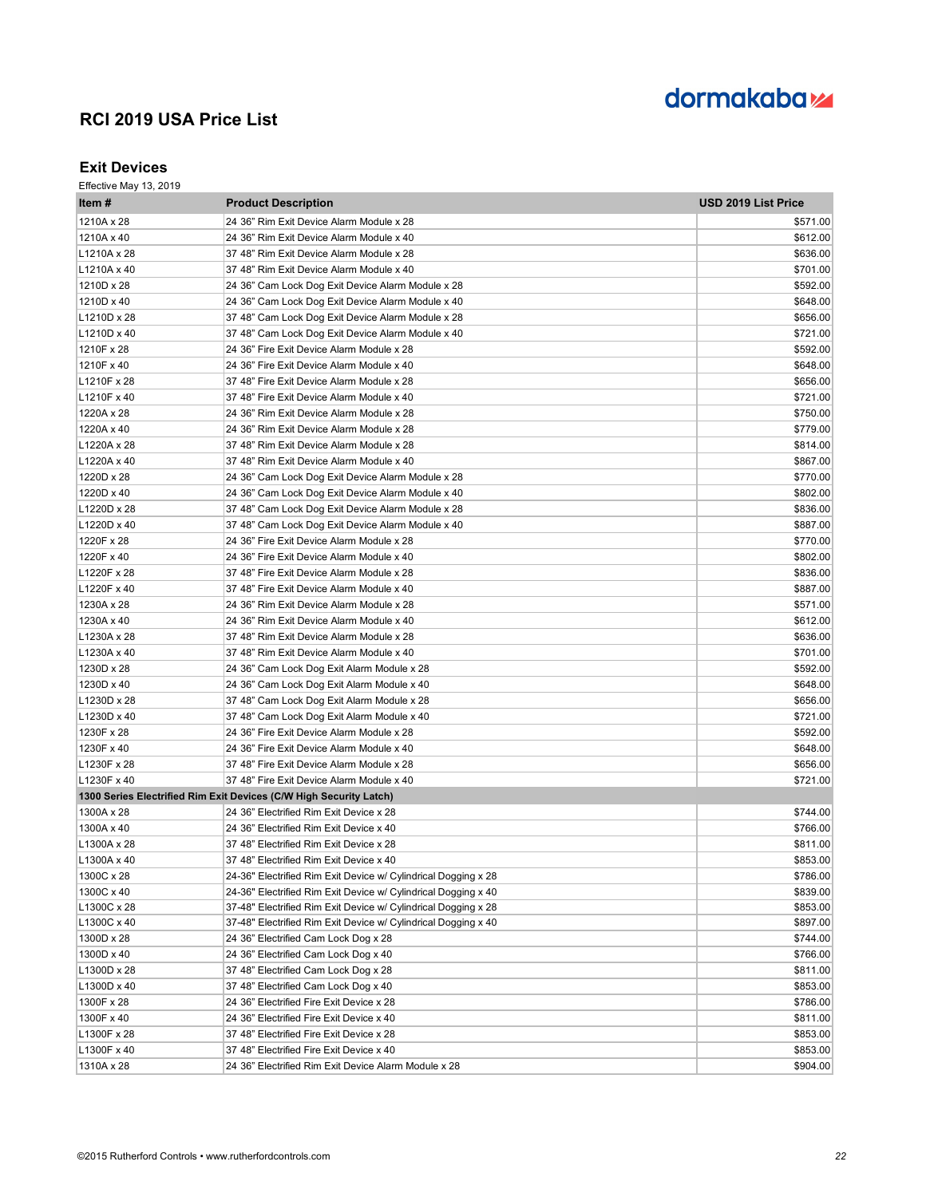dormakaba

# RCI 2019 USA Price List

## Exit Devices

Effective May 13, 2019

| Item # | Product Description | USD 2019 List Price |
|---|---|---|
| 1210A x 28 | 24 36" Rim Exit Device Alarm Module x 28 | $571.00 |
| 1210A x 40 | 24 36" Rim Exit Device Alarm Module x 40 | $612.00 |
| L1210A x 28 | 37 48" Rim Exit Device Alarm Module x 28 | $636.00 |
| L1210A x 40 | 37 48" Rim Exit Device Alarm Module x 40 | $701.00 |
| 1210D x 28 | 24 36" Cam Lock Dog Exit Device Alarm Module x 28 | $592.00 |
| 1210D x 40 | 24 36" Cam Lock Dog Exit Device Alarm Module x 40 | $648.00 |
| L1210D x 28 | 37 48" Cam Lock Dog Exit Device Alarm Module x 28 | $656.00 |
| L1210D x 40 | 37 48" Cam Lock Dog Exit Device Alarm Module x 40 | $721.00 |
| 1210F x 28 | 24 36" Fire Exit Device Alarm Module x 28 | $592.00 |
| 1210F x 40 | 24 36" Fire Exit Device Alarm Module x 40 | $648.00 |
| L1210F x 28 | 37 48" Fire Exit Device Alarm Module x 28 | $656.00 |
| L1210F x 40 | 37 48" Fire Exit Device Alarm Module x 40 | $721.00 |
| 1220A x 28 | 24 36" Rim Exit Device Alarm Module x 28 | $750.00 |
| 1220A x 40 | 24 36" Rim Exit Device Alarm Module x 28 | $779.00 |
| L1220A x 28 | 37 48" Rim Exit Device Alarm Module x 28 | $814.00 |
| L1220A x 40 | 37 48" Rim Exit Device Alarm Module x 40 | $867.00 |
| 1220D x 28 | 24 36" Cam Lock Dog Exit Device Alarm Module x 28 | $770.00 |
| 1220D x 40 | 24 36" Cam Lock Dog Exit Device Alarm Module x 40 | $802.00 |
| L1220D x 28 | 37 48" Cam Lock Dog Exit Device Alarm Module x 28 | $836.00 |
| L1220D x 40 | 37 48" Cam Lock Dog Exit Device Alarm Module x 40 | $887.00 |
| 1220F x 28 | 24 36" Fire Exit Device Alarm Module x 28 | $770.00 |
| 1220F x 40 | 24 36" Fire Exit Device Alarm Module x 40 | $802.00 |
| L1220F x 28 | 37 48" Fire Exit Device Alarm Module x 28 | $836.00 |
| L1220F x 40 | 37 48" Fire Exit Device Alarm Module x 40 | $887.00 |
| 1230A x 28 | 24 36" Rim Exit Device Alarm Module x 28 | $571.00 |
| 1230A x 40 | 24 36" Rim Exit Device Alarm Module x 40 | $612.00 |
| L1230A x 28 | 37 48" Rim Exit Device Alarm Module x 28 | $636.00 |
| L1230A x 40 | 37 48" Rim Exit Device Alarm Module x 40 | $701.00 |
| 1230D x 28 | 24 36" Cam Lock Dog Exit Alarm Module x 28 | $592.00 |
| 1230D x 40 | 24 36" Cam Lock Dog Exit Alarm Module x 40 | $648.00 |
| L1230D x 28 | 37 48" Cam Lock Dog Exit Alarm Module x 28 | $656.00 |
| L1230D x 40 | 37 48" Cam Lock Dog Exit Alarm Module x 40 | $721.00 |
| 1230F x 28 | 24 36" Fire Exit Device Alarm Module x 28 | $592.00 |
| 1230F x 40 | 24 36" Fire Exit Device Alarm Module x 40 | $648.00 |
| L1230F x 28 | 37 48" Fire Exit Device Alarm Module x 28 | $656.00 |
| L1230F x 40 | 37 48" Fire Exit Device Alarm Module x 40 | $721.00 |
| **1300 Series Electrified Rim Exit Devices (C/W High Security Latch)** | | |
| 1300A x 28 | 24 36" Electrified Rim Exit Device x 28 | $744.00 |
| 1300A x 40 | 24 36" Electrified Rim Exit Device x 40 | $766.00 |
| L1300A x 28 | 37 48" Electrified Rim Exit Device x 28 | $811.00 |
| L1300A x 40 | 37 48" Electrified Rim Exit Device x 40 | $853.00 |
| 1300C x 28 | 24-36" Electrified Rim Exit Device w/ Cylindrical Dogging x 28 | $786.00 |
| 1300C x 40 | 24-36" Electrified Rim Exit Device w/ Cylindrical Dogging x 40 | $839.00 |
| L1300C x 28 | 37-48" Electrified Rim Exit Device w/ Cylindrical Dogging x 28 | $853.00 |
| L1300C x 40 | 37-48" Electrified Rim Exit Device w/ Cylindrical Dogging x 40 | $897.00 |
| 1300D x 28 | 24 36" Electrified Cam Lock Dog x 28 | $744.00 |
| 1300D x 40 | 24 36" Electrified Cam Lock Dog x 40 | $766.00 |
| L1300D x 28 | 37 48" Electrified Cam Lock Dog x 28 | $811.00 |
| L1300D x 40 | 37 48" Electrified Cam Lock Dog x 40 | $853.00 |
| 1300F x 28 | 24 36" Electrified Fire Exit Device x 28 | $786.00 |
| 1300F x 40 | 24 36" Electrified Fire Exit Device x 40 | $811.00 |
| L1300F x 28 | 37 48" Electrified Fire Exit Device x 28 | $853.00 |
| L1300F x 40 | 37 48" Electrified Fire Exit Device x 40 | $853.00 |
| 1310A x 28 | 24 36" Electrified Rim Exit Device Alarm Module x 28 | $904.00 |

©2015 Rutherford Controls • www.rutherfordcontrols.com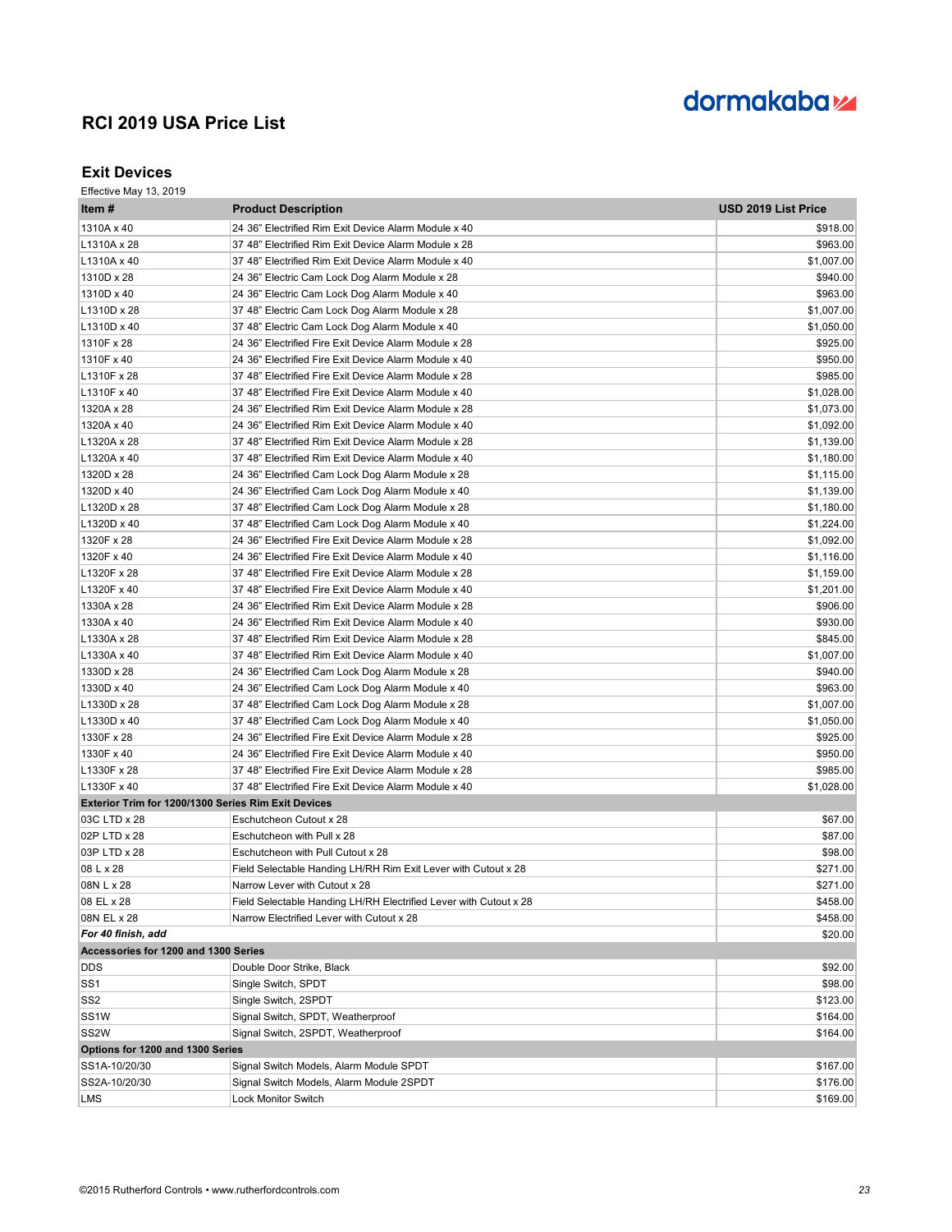dormakaba

# RCI 2019 USA Price List

## Exit Devices

Effective May 13, 2019

| Item # | Product Description | USD 2019 List Price |
|---|---|---|
| 1310A x 40 | 24 36" Electrified Rim Exit Device Alarm Module x 40 | $918.00 |
| L1310A x 28 | 37 48" Electrified Rim Exit Device Alarm Module x 28 | $963.00 |
| L1310A x 40 | 37 48" Electrified Rim Exit Device Alarm Module x 40 | $1,007.00 |
| 1310D x 28 | 24 36" Electric Cam Lock Dog Alarm Module x 28 | $940.00 |
| 1310D x 40 | 24 36" Electric Cam Lock Dog Alarm Module x 40 | $963.00 |
| L1310D x 28 | 37 48" Electric Cam Lock Dog Alarm Module x 28 | $1,007.00 |
| L1310D x 40 | 37 48" Electric Cam Lock Dog Alarm Module x 40 | $1,050.00 |
| 1310F x 28 | 24 36" Electrified Fire Exit Device Alarm Module x 28 | $925.00 |
| 1310F x 40 | 24 36" Electrified Fire Exit Device Alarm Module x 40 | $950.00 |
| L1310F x 28 | 37 48" Electrified Fire Exit Device Alarm Module x 28 | $985.00 |
| L1310F x 40 | 37 48" Electrified Fire Exit Device Alarm Module x 40 | $1,028.00 |
| 1320A x 28 | 24 36" Electrified Rim Exit Device Alarm Module x 28 | $1,073.00 |
| 1320A x 40 | 24 36" Electrified Rim Exit Device Alarm Module x 40 | $1,092.00 |
| L1320A x 28 | 37 48" Electrified Rim Exit Device Alarm Module x 28 | $1,139.00 |
| L1320A x 40 | 37 48" Electrified Rim Exit Device Alarm Module x 40 | $1,180.00 |
| 1320D x 28 | 24 36" Electrified Cam Lock Dog Alarm Module x 28 | $1,115.00 |
| 1320D x 40 | 24 36" Electrified Cam Lock Dog Alarm Module x 40 | $1,139.00 |
| L1320D x 28 | 37 48" Electrified Cam Lock Dog Alarm Module x 28 | $1,180.00 |
| L1320D x 40 | 37 48" Electrified Cam Lock Dog Alarm Module x 40 | $1,224.00 |
| 1320F x 28 | 24 36" Electrified Fire Exit Device Alarm Module x 28 | $1,092.00 |
| 1320F x 40 | 24 36" Electrified Fire Exit Device Alarm Module x 40 | $1,116.00 |
| L1320F x 28 | 37 48" Electrified Fire Exit Device Alarm Module x 28 | $1,159.00 |
| L1320F x 40 | 37 48" Electrified Fire Exit Device Alarm Module x 40 | $1,201.00 |
| 1330A x 28 | 24 36" Electrified Rim Exit Device Alarm Module x 28 | $906.00 |
| 1330A x 40 | 24 36" Electrified Rim Exit Device Alarm Module x 40 | $930.00 |
| L1330A x 28 | 37 48" Electrified Rim Exit Device Alarm Module x 28 | $845.00 |
| L1330A x 40 | 37 48" Electrified Rim Exit Device Alarm Module x 40 | $1,007.00 |
| 1330D x 28 | 24 36" Electrified Cam Lock Dog Alarm Module x 28 | $940.00 |
| 1330D x 40 | 24 36" Electrified Cam Lock Dog Alarm Module x 40 | $963.00 |
| L1330D x 28 | 37 48" Electrified Cam Lock Dog Alarm Module x 28 | $1,007.00 |
| L1330D x 40 | 37 48" Electrified Cam Lock Dog Alarm Module x 40 | $1,050.00 |
| 1330F x 28 | 24 36" Electrified Fire Exit Device Alarm Module x 28 | $925.00 |
| 1330F x 40 | 24 36" Electrified Fire Exit Device Alarm Module x 40 | $950.00 |
| L1330F x 28 | 37 48" Electrified Fire Exit Device Alarm Module x 28 | $985.00 |
| L1330F x 40 | 37 48" Electrified Fire Exit Device Alarm Module x 40 | $1,028.00 |
| **Exterior Trim for 1200/1300 Series Rim Exit Devices** | | |
| 03C LTD x 28 | Eschutcheon Cutout x 28 | $67.00 |
| 02P LTD x 28 | Eschutcheon with Pull x 28 | $87.00 |
| 03P LTD x 28 | Eschutcheon with Pull Cutout x 28 | $98.00 |
| 08 L x 28 | Field Selectable Handing LH/RH Rim Exit Lever with Cutout x 28 | $271.00 |
| 08N L x 28 | Narrow Lever with Cutout x 28 | $271.00 |
| 08 EL x 28 | Field Selectable Handing LH/RH Electrified Lever with Cutout x 28 | $458.00 |
| 08N EL x 28 | Narrow Electrified Lever with Cutout x 28 | $458.00 |
| ***For 40 finish, add*** | | $20.00 |
| **Accessories for 1200 and 1300 Series** | | |
| DDS | Double Door Strike, Black | $92.00 |
| SS1 | Single Switch, SPDT | $98.00 |
| SS2 | Single Switch, 2SPDT | $123.00 |
| SS1W | Signal Switch, SPDT, Weatherproof | $164.00 |
| SS2W | Signal Switch, 2SPDT, Weatherproof | $164.00 |
| **Options for 1200 and 1300 Series** | | |
| SS1A-10/20/30 | Signal Switch Models, Alarm Module SPDT | $167.00 |
| SS2A-10/20/30 | Signal Switch Models, Alarm Module 2SPDT | $176.00 |
| LMS | Lock Monitor Switch | $169.00 |

©2015 Rutherford Controls • www.rutherfordcontrols.com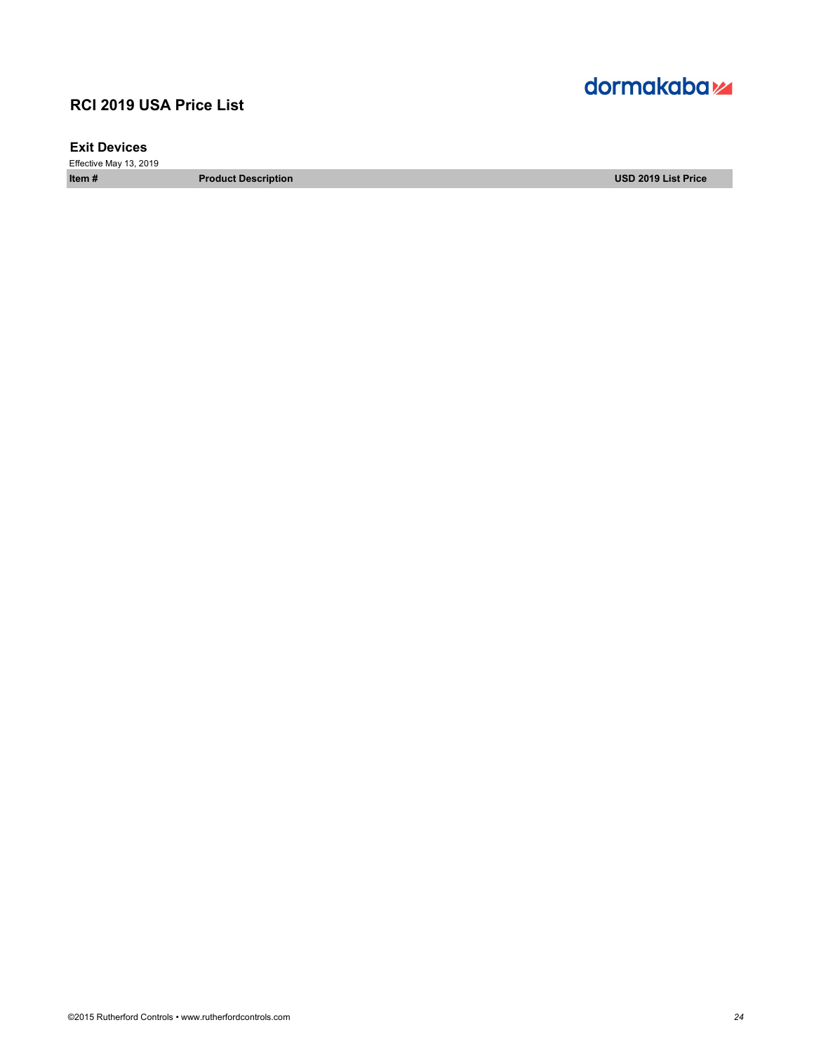## RCI 2019 USA Price List

### Exit Devices

Effective May 13, 2019

| Item # | Product Description | USD 2019 List Price |
|---|---|---|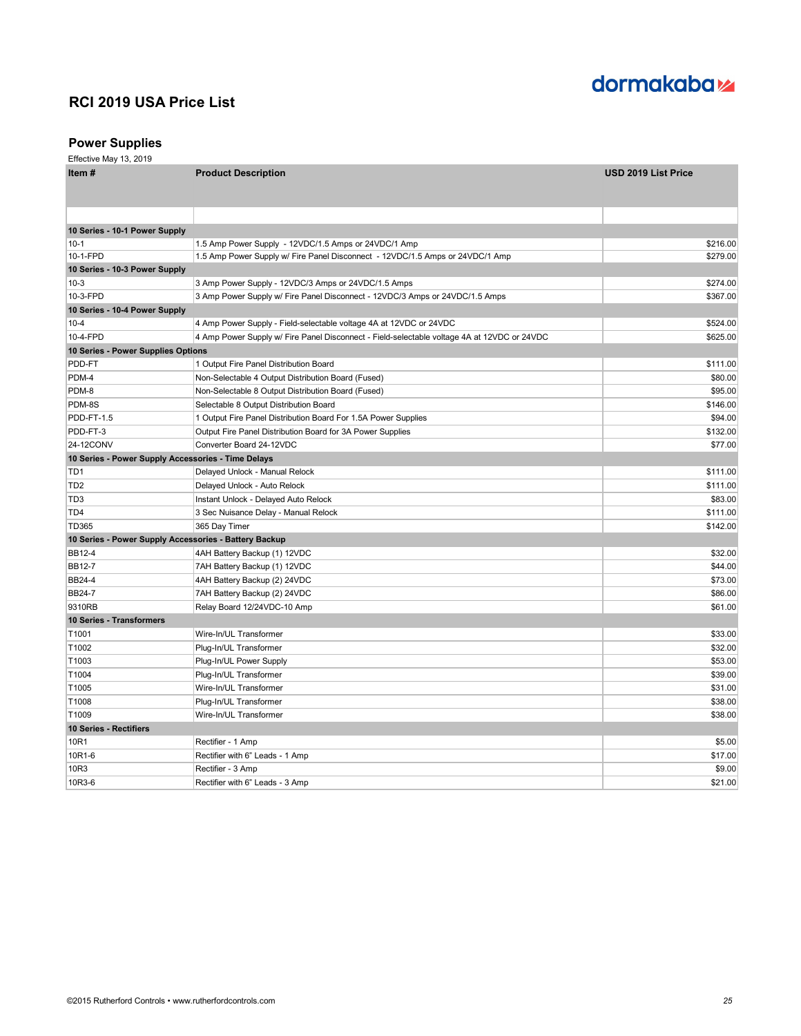dormakaba

# RCI 2019 USA Price List

## Power Supplies

Effective May 13, 2019

| Item # | Product Description | USD 2019 List Price |
|---|---|---|
| | | |
| **10 Series - 10-1 Power Supply** | | |
| 10-1 | 1.5 Amp Power Supply - 12VDC/1.5 Amps or 24VDC/1 Amp | $216.00 |
| 10-1-FPD | 1.5 Amp Power Supply w/ Fire Panel Disconnect - 12VDC/1.5 Amps or 24VDC/1 Amp | $279.00 |
| **10 Series - 10-3 Power Supply** | | |
| 10-3 | 3 Amp Power Supply - 12VDC/3 Amps or 24VDC/1.5 Amps | $274.00 |
| 10-3-FPD | 3 Amp Power Supply w/ Fire Panel Disconnect - 12VDC/3 Amps or 24VDC/1.5 Amps | $367.00 |
| **10 Series - 10-4 Power Supply** | | |
| 10-4 | 4 Amp Power Supply - Field-selectable voltage 4A at 12VDC or 24VDC | $524.00 |
| 10-4-FPD | 4 Amp Power Supply w/ Fire Panel Disconnect - Field-selectable voltage 4A at 12VDC or 24VDC | $625.00 |
| **10 Series - Power Supplies Options** | | |
| PDD-FT | 1 Output Fire Panel Distribution Board | $111.00 |
| PDM-4 | Non-Selectable 4 Output Distribution Board (Fused) | $80.00 |
| PDM-8 | Non-Selectable 8 Output Distribution Board (Fused) | $95.00 |
| PDM-8S | Selectable 8 Output Distribution Board | $146.00 |
| PDD-FT-1.5 | 1 Output Fire Panel Distribution Board For 1.5A Power Supplies | $94.00 |
| PDD-FT-3 | Output Fire Panel Distribution Board for 3A Power Supplies | $132.00 |
| 24-12CONV | Converter Board 24-12VDC | $77.00 |
| **10 Series - Power Supply Accessories - Time Delays** | | |
| TD1 | Delayed Unlock - Manual Relock | $111.00 |
| TD2 | Delayed Unlock - Auto Relock | $111.00 |
| TD3 | Instant Unlock - Delayed Auto Relock | $83.00 |
| TD4 | 3 Sec Nuisance Delay - Manual Relock | $111.00 |
| TD365 | 365 Day Timer | $142.00 |
| **10 Series - Power Supply Accessories - Battery Backup** | | |
| BB12-4 | 4AH Battery Backup (1) 12VDC | $32.00 |
| BB12-7 | 7AH Battery Backup (1) 12VDC | $44.00 |
| BB24-4 | 4AH Battery Backup (2) 24VDC | $73.00 |
| BB24-7 | 7AH Battery Backup (2) 24VDC | $86.00 |
| 9310RB | Relay Board 12/24VDC-10 Amp | $61.00 |
| **10 Series - Transformers** | | |
| T1001 | Wire-In/UL Transformer | $33.00 |
| T1002 | Plug-In/UL Transformer | $32.00 |
| T1003 | Plug-In/UL Power Supply | $53.00 |
| T1004 | Plug-In/UL Transformer | $39.00 |
| T1005 | Wire-In/UL Transformer | $31.00 |
| T1008 | Plug-In/UL Transformer | $38.00 |
| T1009 | Wire-In/UL Transformer | $38.00 |
| **10 Series - Rectifiers** | | |
| 10R1 | Rectifier - 1 Amp | $5.00 |
| 10R1-6 | Rectifier with 6" Leads - 1 Amp | $17.00 |
| 10R3 | Rectifier - 3 Amp | $9.00 |
| 10R3-6 | Rectifier with 6" Leads - 3 Amp | $21.00 |

©2015 Rutherford Controls • www.rutherfordcontrols.com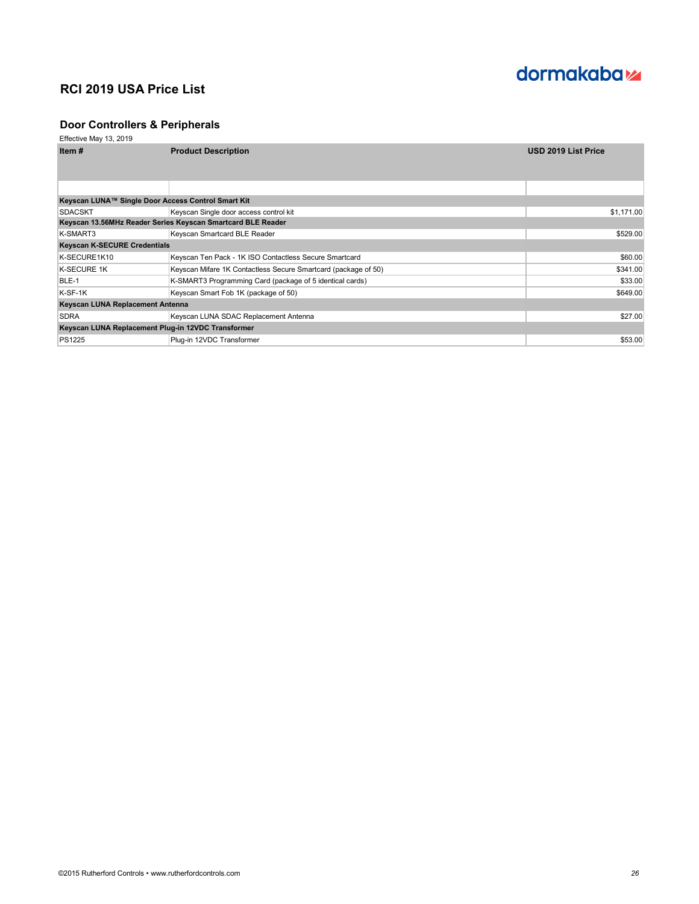dormakaba

# RCI 2019 USA Price List

## Door Controllers & Peripherals

Effective May 13, 2019

| Item # | Product Description | USD 2019 List Price |
|---|---|---|
| | | |
| **Keyscan LUNA™ Single Door Access Control Smart Kit** | | |
| SDACSKT | Keyscan Single door access control kit | $1,171.00 |
| **Keyscan 13.56MHz Reader Series Keyscan Smartcard BLE Reader** | | |
| K-SMART3 | Keyscan Smartcard BLE Reader | $529.00 |
| **Keyscan K-SECURE Credentials** | | |
| K-SECURE1K10 | Keyscan Ten Pack - 1K ISO Contactless Secure Smartcard | $60.00 |
| K-SECURE 1K | Keyscan Mifare 1K Contactless Secure Smartcard (package of 50) | $341.00 |
| BLE-1 | K-SMART3 Programming Card (package of 5 identical cards) | $33.00 |
| K-SF-1K | Keyscan Smart Fob 1K (package of 50) | $649.00 |
| **Keyscan LUNA Replacement Antenna** | | |
| SDRA | Keyscan LUNA SDAC Replacement Antenna | $27.00 |
| **Keyscan LUNA Replacement Plug-in 12VDC Transformer** | | |
| PS1225 | Plug-in 12VDC Transformer | $53.00 |

©2015 Rutherford Controls • www.rutherfordcontrols.com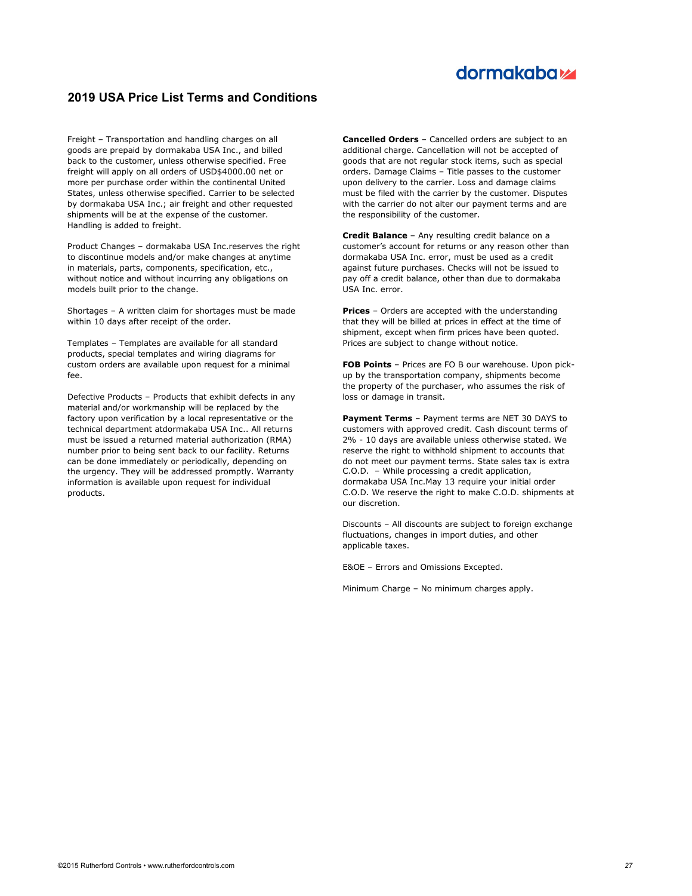## 2019 USA Price List Terms and Conditions

Freight – Transportation and handling charges on all goods are prepaid by dormakaba USA Inc., and billed back to the customer, unless otherwise specified. Free freight will apply on all orders of USD$4000.00 net or more per purchase order within the continental United States, unless otherwise specified. Carrier to be selected by dormakaba USA Inc.; air freight and other requested shipments will be at the expense of the customer. Handling is added to freight.

Product Changes – dormakaba USA Inc.reserves the right to discontinue models and/or make changes at anytime in materials, parts, components, specification, etc., without notice and without incurring any obligations on models built prior to the change.

Shortages – A written claim for shortages must be made within 10 days after receipt of the order.

Templates – Templates are available for all standard products, special templates and wiring diagrams for custom orders are available upon request for a minimal fee.

Defective Products – Products that exhibit defects in any material and/or workmanship will be replaced by the factory upon verification by a local representative or the technical department atdormakaba USA Inc.. All returns must be issued a returned material authorization (RMA) number prior to being sent back to our facility. Returns can be done immediately or periodically, depending on the urgency. They will be addressed promptly. Warranty information is available upon request for individual products.

**Cancelled Orders** – Cancelled orders are subject to an additional charge. Cancellation will not be accepted of goods that are not regular stock items, such as special orders. Damage Claims – Title passes to the customer upon delivery to the carrier. Loss and damage claims must be filed with the carrier by the customer. Disputes with the carrier do not alter our payment terms and are the responsibility of the customer.

**Credit Balance** – Any resulting credit balance on a customer's account for returns or any reason other than dormakaba USA Inc. error, must be used as a credit against future purchases. Checks will not be issued to pay off a credit balance, other than due to dormakaba USA Inc. error.

**Prices** – Orders are accepted with the understanding that they will be billed at prices in effect at the time of shipment, except when firm prices have been quoted. Prices are subject to change without notice.

**FOB Points** – Prices are FO B our warehouse. Upon pick-up by the transportation company, shipments become the property of the purchaser, who assumes the risk of loss or damage in transit.

**Payment Terms** – Payment terms are NET 30 DAYS to customers with approved credit. Cash discount terms of 2% - 10 days are available unless otherwise stated. We reserve the right to withhold shipment to accounts that do not meet our payment terms. State sales tax is extra C.O.D. – While processing a credit application, dormakaba USA Inc.May 13 require your initial order C.O.D. We reserve the right to make C.O.D. shipments at our discretion.

Discounts – All discounts are subject to foreign exchange fluctuations, changes in import duties, and other applicable taxes.

E&OE – Errors and Omissions Excepted.

Minimum Charge – No minimum charges apply.